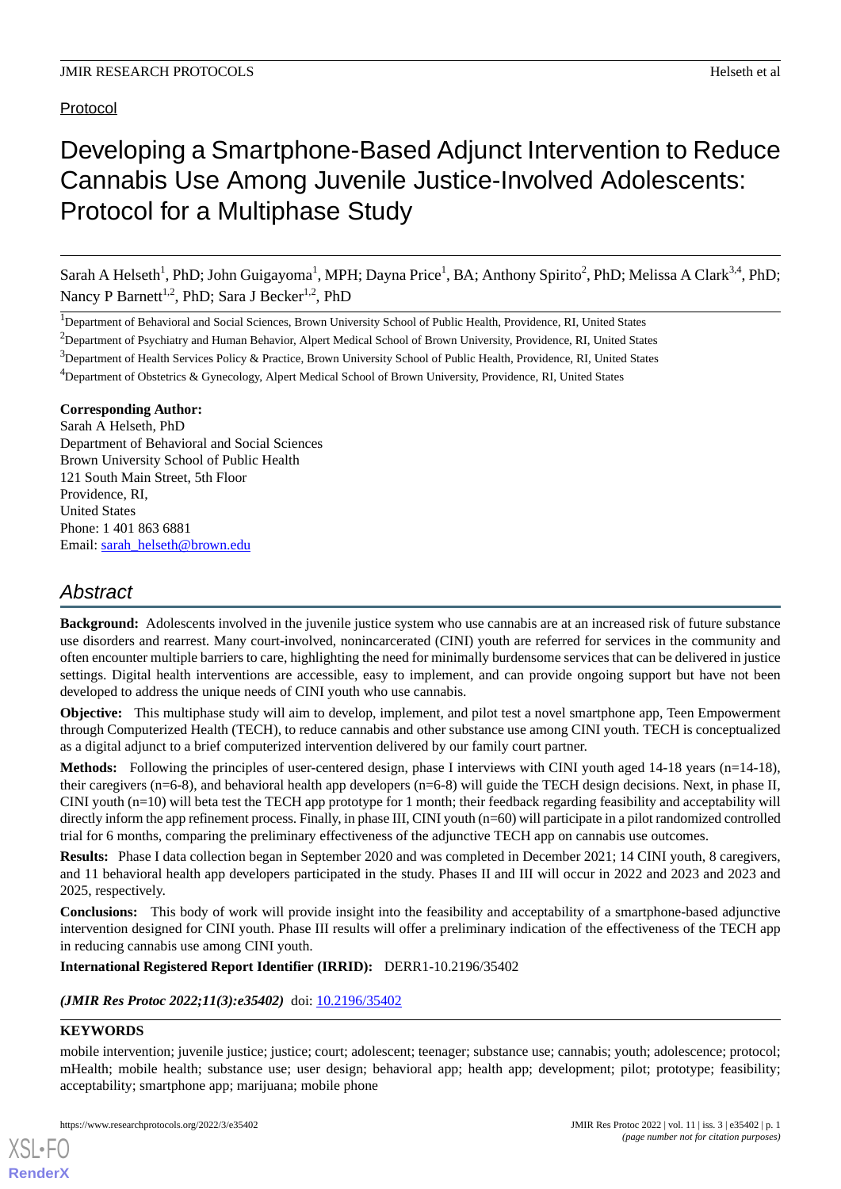Protocol

# Developing a Smartphone-Based Adjunct Intervention to Reduce Cannabis Use Among Juvenile Justice-Involved Adolescents: Protocol for a Multiphase Study

Sarah A Helseth[1], PhD; John Guigayoma[1], MPH; Dayna Price[1], BA; Anthony Spirito[2], PhD; Melissa A Clark[3,4], PhD; Nancy P Barnett[1,2], PhD; Sara J Becker[1,2], PhD

[1]Department of Behavioral and Social Sciences, Brown University School of Public Health, Providence, RI, United States

[2]Department of Psychiatry and Human Behavior, Alpert Medical School of Brown University, Providence, RI, United States

[3]Department of Health Services Policy & Practice, Brown University School of Public Health, Providence, RI, United States

[4]Department of Obstetrics & Gynecology, Alpert Medical School of Brown University, Providence, RI, United States

**Corresponding Author:**
Sarah A Helseth, PhD
Department of Behavioral and Social Sciences
Brown University School of Public Health
121 South Main Street, 5th Floor
Providence, RI,
United States
Phone: 1 401 863 6881
Email: sarah_helseth@brown.edu

## Abstract

**Background:** Adolescents involved in the juvenile justice system who use cannabis are at an increased risk of future substance use disorders and rearrest. Many court-involved, nonincarcerated (CINI) youth are referred for services in the community and often encounter multiple barriers to care, highlighting the need for minimally burdensome services that can be delivered in justice settings. Digital health interventions are accessible, easy to implement, and can provide ongoing support but have not been developed to address the unique needs of CINI youth who use cannabis.

**Objective:** This multiphase study will aim to develop, implement, and pilot test a novel smartphone app, Teen Empowerment through Computerized Health (TECH), to reduce cannabis and other substance use among CINI youth. TECH is conceptualized as a digital adjunct to a brief computerized intervention delivered by our family court partner.

**Methods:** Following the principles of user-centered design, phase I interviews with CINI youth aged 14-18 years (n=14-18), their caregivers (n=6-8), and behavioral health app developers (n=6-8) will guide the TECH design decisions. Next, in phase II, CINI youth (n=10) will beta test the TECH app prototype for 1 month; their feedback regarding feasibility and acceptability will directly inform the app refinement process. Finally, in phase III, CINI youth (n=60) will participate in a pilot randomized controlled trial for 6 months, comparing the preliminary effectiveness of the adjunctive TECH app on cannabis use outcomes.

**Results:** Phase I data collection began in September 2020 and was completed in December 2021; 14 CINI youth, 8 caregivers, and 11 behavioral health app developers participated in the study. Phases II and III will occur in 2022 and 2023 and 2023 and 2025, respectively.

**Conclusions:** This body of work will provide insight into the feasibility and acceptability of a smartphone-based adjunctive intervention designed for CINI youth. Phase III results will offer a preliminary indication of the effectiveness of the TECH app in reducing cannabis use among CINI youth.

**International Registered Report Identifier (IRRID):** DERR1-10.2196/35402

*(JMIR Res Protoc 2022;11(3):e35402)* doi: 10.2196/35402

**KEYWORDS**

mobile intervention; juvenile justice; justice; court; adolescent; teenager; substance use; cannabis; youth; adolescence; protocol; mHealth; mobile health; substance use; user design; behavioral app; health app; development; pilot; prototype; feasibility; acceptability; smartphone app; marijuana; mobile phone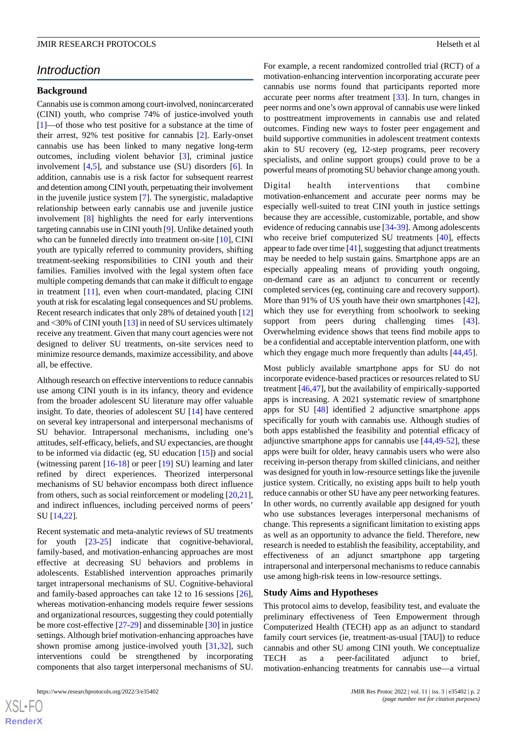## Introduction

### Background

Cannabis use is common among court-involved, nonincarcerated (CINI) youth, who comprise 74% of justice-involved youth [1]—of those who test positive for a substance at the time of their arrest, 92% test positive for cannabis [2]. Early-onset cannabis use has been linked to many negative long-term outcomes, including violent behavior [3], criminal justice involvement [4,5], and substance use (SU) disorders [6]. In addition, cannabis use is a risk factor for subsequent rearrest and detention among CINI youth, perpetuating their involvement in the juvenile justice system [7]. The synergistic, maladaptive relationship between early cannabis use and juvenile justice involvement [8] highlights the need for early interventions targeting cannabis use in CINI youth [9]. Unlike detained youth who can be funneled directly into treatment on-site [10], CINI youth are typically referred to community providers, shifting treatment-seeking responsibilities to CINI youth and their families. Families involved with the legal system often face multiple competing demands that can make it difficult to engage in treatment [11], even when court-mandated, placing CINI youth at risk for escalating legal consequences and SU problems. Recent research indicates that only 28% of detained youth [12] and <30% of CINI youth [13] in need of SU services ultimately receive any treatment. Given that many court agencies were not designed to deliver SU treatments, on-site services need to minimize resource demands, maximize accessibility, and above all, be effective.

Although research on effective interventions to reduce cannabis use among CINI youth is in its infancy, theory and evidence from the broader adolescent SU literature may offer valuable insight. To date, theories of adolescent SU [14] have centered on several key intrapersonal and interpersonal mechanisms of SU behavior. Intrapersonal mechanisms, including one's attitudes, self-efficacy, beliefs, and SU expectancies, are thought to be informed via didactic (eg, SU education [15]) and social (witnessing parent [16-18] or peer [19] SU) learning and later refined by direct experiences. Theorized interpersonal mechanisms of SU behavior encompass both direct influence from others, such as social reinforcement or modeling [20,21], and indirect influences, including perceived norms of peers' SU [14,22].

Recent systematic and meta-analytic reviews of SU treatments for youth [23-25] indicate that cognitive-behavioral, family-based, and motivation-enhancing approaches are most effective at decreasing SU behaviors and problems in adolescents. Established intervention approaches primarily target intrapersonal mechanisms of SU. Cognitive-behavioral and family-based approaches can take 12 to 16 sessions [26], whereas motivation-enhancing models require fewer sessions and organizational resources, suggesting they could potentially be more cost-effective [27-29] and disseminable [30] in justice settings. Although brief motivation-enhancing approaches have shown promise among justice-involved youth [31,32], such interventions could be strengthened by incorporating components that also target interpersonal mechanisms of SU. For example, a recent randomized controlled trial (RCT) of a motivation-enhancing intervention incorporating accurate peer cannabis use norms found that participants reported more accurate peer norms after treatment [33]. In turn, changes in peer norms and one's own approval of cannabis use were linked to posttreatment improvements in cannabis use and related outcomes. Finding new ways to foster peer engagement and build supportive communities in adolescent treatment contexts akin to SU recovery (eg, 12-step programs, peer recovery specialists, and online support groups) could prove to be a powerful means of promoting SU behavior change among youth.

Digital health interventions that combine motivation-enhancement and accurate peer norms may be especially well-suited to treat CINI youth in justice settings because they are accessible, customizable, portable, and show evidence of reducing cannabis use [34-39]. Among adolescents who receive brief computerized SU treatments [40], effects appear to fade over time [41], suggesting that adjunct treatments may be needed to help sustain gains. Smartphone apps are an especially appealing means of providing youth ongoing, on-demand care as an adjunct to concurrent or recently completed services (eg, continuing care and recovery support). More than 91% of US youth have their own smartphones [42], which they use for everything from schoolwork to seeking support from peers during challenging times [43]. Overwhelming evidence shows that teens find mobile apps to be a confidential and acceptable intervention platform, one with which they engage much more frequently than adults [44,45].

Most publicly available smartphone apps for SU do not incorporate evidence-based practices or resources related to SU treatment [46,47], but the availability of empirically-supported apps is increasing. A 2021 systematic review of smartphone apps for SU [48] identified 2 adjunctive smartphone apps specifically for youth with cannabis use. Although studies of both apps established the feasibility and potential efficacy of adjunctive smartphone apps for cannabis use [44,49-52], these apps were built for older, heavy cannabis users who were also receiving in-person therapy from skilled clinicians, and neither was designed for youth in low-resource settings like the juvenile justice system. Critically, no existing apps built to help youth reduce cannabis or other SU have any peer networking features. In other words, no currently available app designed for youth who use substances leverages interpersonal mechanisms of change. This represents a significant limitation to existing apps as well as an opportunity to advance the field. Therefore, new research is needed to establish the feasibility, acceptability, and effectiveness of an adjunct smartphone app targeting intrapersonal and interpersonal mechanisms to reduce cannabis use among high-risk teens in low-resource settings.

### Study Aims and Hypotheses

This protocol aims to develop, feasibility test, and evaluate the preliminary effectiveness of Teen Empowerment through Computerized Health (TECH) app as an adjunct to standard family court services (ie, treatment-as-usual [TAU]) to reduce cannabis and other SU among CINI youth. We conceptualize TECH as a peer-facilitated adjunct to brief, motivation-enhancing treatments for cannabis use—a virtual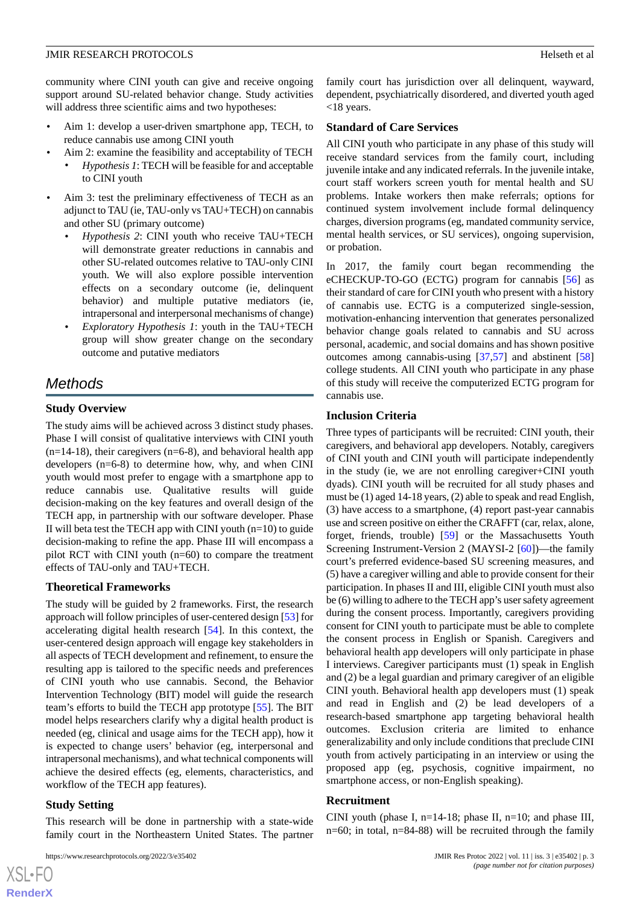community where CINI youth can give and receive ongoing support around SU-related behavior change. Study activities will address three scientific aims and two hypotheses:

- Aim 1: develop a user-driven smartphone app, TECH, to reduce cannabis use among CINI youth
- Aim 2: examine the feasibility and acceptability of TECH
  - *Hypothesis 1*: TECH will be feasible for and acceptable to CINI youth
- Aim 3: test the preliminary effectiveness of TECH as an adjunct to TAU (ie, TAU-only vs TAU+TECH) on cannabis and other SU (primary outcome)
  - *Hypothesis 2*: CINI youth who receive TAU+TECH will demonstrate greater reductions in cannabis and other SU-related outcomes relative to TAU-only CINI youth. We will also explore possible intervention effects on a secondary outcome (ie, delinquent behavior) and multiple putative mediators (ie, intrapersonal and interpersonal mechanisms of change)
  - *Exploratory Hypothesis 1*: youth in the TAU+TECH group will show greater change on the secondary outcome and putative mediators

# Methods

## Study Overview

The study aims will be achieved across 3 distinct study phases. Phase I will consist of qualitative interviews with CINI youth (n=14-18), their caregivers (n=6-8), and behavioral health app developers (n=6-8) to determine how, why, and when CINI youth would most prefer to engage with a smartphone app to reduce cannabis use. Qualitative results will guide decision-making on the key features and overall design of the TECH app, in partnership with our software developer. Phase II will beta test the TECH app with CINI youth (n=10) to guide decision-making to refine the app. Phase III will encompass a pilot RCT with CINI youth (n=60) to compare the treatment effects of TAU-only and TAU+TECH.

## Theoretical Frameworks

The study will be guided by 2 frameworks. First, the research approach will follow principles of user-centered design [53] for accelerating digital health research [54]. In this context, the user-centered design approach will engage key stakeholders in all aspects of TECH development and refinement, to ensure the resulting app is tailored to the specific needs and preferences of CINI youth who use cannabis. Second, the Behavior Intervention Technology (BIT) model will guide the research team's efforts to build the TECH app prototype [55]. The BIT model helps researchers clarify why a digital health product is needed (eg, clinical and usage aims for the TECH app), how it is expected to change users' behavior (eg, interpersonal and intrapersonal mechanisms), and what technical components will achieve the desired effects (eg, elements, characteristics, and workflow of the TECH app features).

## Study Setting

This research will be done in partnership with a state-wide family court in the Northeastern United States. The partner family court has jurisdiction over all delinquent, wayward, dependent, psychiatrically disordered, and diverted youth aged <18 years.

## Standard of Care Services

All CINI youth who participate in any phase of this study will receive standard services from the family court, including juvenile intake and any indicated referrals. In the juvenile intake, court staff workers screen youth for mental health and SU problems. Intake workers then make referrals; options for continued system involvement include formal delinquency charges, diversion programs (eg, mandated community service, mental health services, or SU services), ongoing supervision, or probation.

In 2017, the family court began recommending the eCHECKUP-TO-GO (ECTG) program for cannabis [56] as their standard of care for CINI youth who present with a history of cannabis use. ECTG is a computerized single-session, motivation-enhancing intervention that generates personalized behavior change goals related to cannabis and SU across personal, academic, and social domains and has shown positive outcomes among cannabis-using [37,57] and abstinent [58] college students. All CINI youth who participate in any phase of this study will receive the computerized ECTG program for cannabis use.

## Inclusion Criteria

Three types of participants will be recruited: CINI youth, their caregivers, and behavioral app developers. Notably, caregivers of CINI youth and CINI youth will participate independently in the study (ie, we are not enrolling caregiver+CINI youth dyads). CINI youth will be recruited for all study phases and must be (1) aged 14-18 years, (2) able to speak and read English, (3) have access to a smartphone, (4) report past-year cannabis use and screen positive on either the CRAFFT (car, relax, alone, forget, friends, trouble) [59] or the Massachusetts Youth Screening Instrument-Version 2 (MAYSI-2 [60])—the family court's preferred evidence-based SU screening measures, and (5) have a caregiver willing and able to provide consent for their participation. In phases II and III, eligible CINI youth must also be (6) willing to adhere to the TECH app's user safety agreement during the consent process. Importantly, caregivers providing consent for CINI youth to participate must be able to complete the consent process in English or Spanish. Caregivers and behavioral health app developers will only participate in phase I interviews. Caregiver participants must (1) speak in English and (2) be a legal guardian and primary caregiver of an eligible CINI youth. Behavioral health app developers must (1) speak and read in English and (2) be lead developers of a research-based smartphone app targeting behavioral health outcomes. Exclusion criteria are limited to enhance generalizability and only include conditions that preclude CINI youth from actively participating in an interview or using the proposed app (eg, psychosis, cognitive impairment, no smartphone access, or non-English speaking).

## Recruitment

CINI youth (phase I, n=14-18; phase II, n=10; and phase III, n=60; in total, n=84-88) will be recruited through the family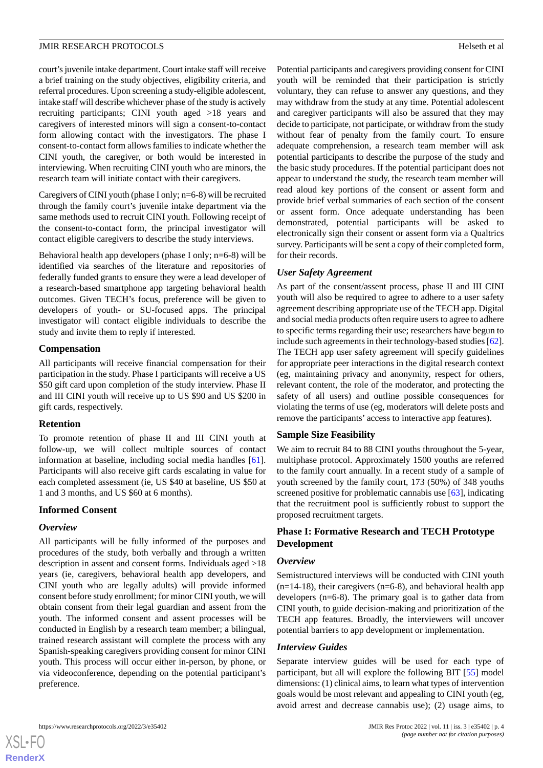court's juvenile intake department. Court intake staff will receive a brief training on the study objectives, eligibility criteria, and referral procedures. Upon screening a study-eligible adolescent, intake staff will describe whichever phase of the study is actively recruiting participants; CINI youth aged >18 years and caregivers of interested minors will sign a consent-to-contact form allowing contact with the investigators. The phase I consent-to-contact form allows families to indicate whether the CINI youth, the caregiver, or both would be interested in interviewing. When recruiting CINI youth who are minors, the research team will initiate contact with their caregivers.

Caregivers of CINI youth (phase I only; n=6-8) will be recruited through the family court's juvenile intake department via the same methods used to recruit CINI youth. Following receipt of the consent-to-contact form, the principal investigator will contact eligible caregivers to describe the study interviews.

Behavioral health app developers (phase I only; n=6-8) will be identified via searches of the literature and repositories of federally funded grants to ensure they were a lead developer of a research-based smartphone app targeting behavioral health outcomes. Given TECH's focus, preference will be given to developers of youth- or SU-focused apps. The principal investigator will contact eligible individuals to describe the study and invite them to reply if interested.

### Compensation

All participants will receive financial compensation for their participation in the study. Phase I participants will receive a US $50 gift card upon completion of the study interview. Phase II and III CINI youth will receive up to US $90 and US $200 in gift cards, respectively.

### Retention

To promote retention of phase II and III CINI youth at follow-up, we will collect multiple sources of contact information at baseline, including social media handles [61]. Participants will also receive gift cards escalating in value for each completed assessment (ie, US $40 at baseline, US $50 at 1 and 3 months, and US $60 at 6 months).

### Informed Consent

#### *Overview*

All participants will be fully informed of the purposes and procedures of the study, both verbally and through a written description in assent and consent forms. Individuals aged >18 years (ie, caregivers, behavioral health app developers, and CINI youth who are legally adults) will provide informed consent before study enrollment; for minor CINI youth, we will obtain consent from their legal guardian and assent from the youth. The informed consent and assent processes will be conducted in English by a research team member; a bilingual, trained research assistant will complete the process with any Spanish-speaking caregivers providing consent for minor CINI youth. This process will occur either in-person, by phone, or via videoconference, depending on the potential participant's preference.

Potential participants and caregivers providing consent for CINI youth will be reminded that their participation is strictly voluntary, they can refuse to answer any questions, and they may withdraw from the study at any time. Potential adolescent and caregiver participants will also be assured that they may decide to participate, not participate, or withdraw from the study without fear of penalty from the family court. To ensure adequate comprehension, a research team member will ask potential participants to describe the purpose of the study and the basic study procedures. If the potential participant does not appear to understand the study, the research team member will read aloud key portions of the consent or assent form and provide brief verbal summaries of each section of the consent or assent form. Once adequate understanding has been demonstrated, potential participants will be asked to electronically sign their consent or assent form via a Qualtrics survey. Participants will be sent a copy of their completed form, for their records.

#### *User Safety Agreement*

As part of the consent/assent process, phase II and III CINI youth will also be required to agree to adhere to a user safety agreement describing appropriate use of the TECH app. Digital and social media products often require users to agree to adhere to specific terms regarding their use; researchers have begun to include such agreements in their technology-based studies [62]. The TECH app user safety agreement will specify guidelines for appropriate peer interactions in the digital research context (eg, maintaining privacy and anonymity, respect for others, relevant content, the role of the moderator, and protecting the safety of all users) and outline possible consequences for violating the terms of use (eg, moderators will delete posts and remove the participants' access to interactive app features).

### Sample Size Feasibility

We aim to recruit 84 to 88 CINI youths throughout the 5-year, multiphase protocol. Approximately 1500 youths are referred to the family court annually. In a recent study of a sample of youth screened by the family court, 173 (50%) of 348 youths screened positive for problematic cannabis use [63], indicating that the recruitment pool is sufficiently robust to support the proposed recruitment targets.

### Phase I: Formative Research and TECH Prototype Development

#### *Overview*

Semistructured interviews will be conducted with CINI youth (n=14-18), their caregivers (n=6-8), and behavioral health app developers (n=6-8). The primary goal is to gather data from CINI youth, to guide decision-making and prioritization of the TECH app features. Broadly, the interviewers will uncover potential barriers to app development or implementation.

#### *Interview Guides*

Separate interview guides will be used for each type of participant, but all will explore the following BIT [55] model dimensions: (1) clinical aims, to learn what types of intervention goals would be most relevant and appealing to CINI youth (eg, avoid arrest and decrease cannabis use); (2) usage aims, to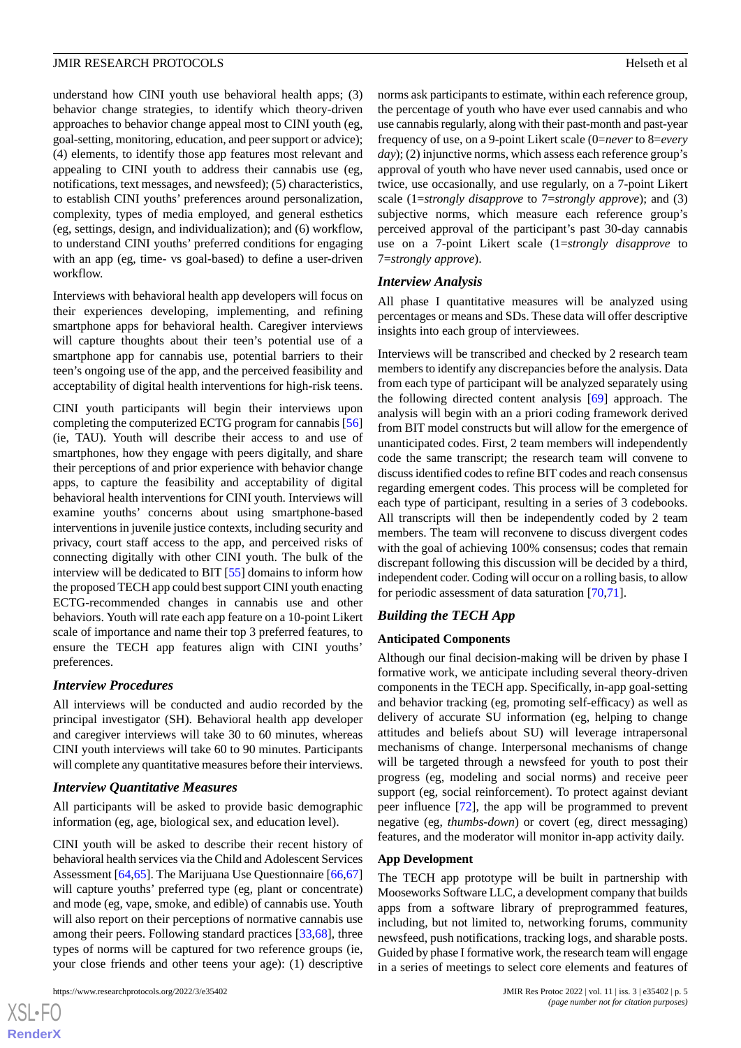understand how CINI youth use behavioral health apps; (3) behavior change strategies, to identify which theory-driven approaches to behavior change appeal most to CINI youth (eg, goal-setting, monitoring, education, and peer support or advice); (4) elements, to identify those app features most relevant and appealing to CINI youth to address their cannabis use (eg, notifications, text messages, and newsfeed); (5) characteristics, to establish CINI youths' preferences around personalization, complexity, types of media employed, and general esthetics (eg, settings, design, and individualization); and (6) workflow, to understand CINI youths' preferred conditions for engaging with an app (eg, time- vs goal-based) to define a user-driven workflow.

Interviews with behavioral health app developers will focus on their experiences developing, implementing, and refining smartphone apps for behavioral health. Caregiver interviews will capture thoughts about their teen's potential use of a smartphone app for cannabis use, potential barriers to their teen's ongoing use of the app, and the perceived feasibility and acceptability of digital health interventions for high-risk teens.

CINI youth participants will begin their interviews upon completing the computerized ECTG program for cannabis [56] (ie, TAU). Youth will describe their access to and use of smartphones, how they engage with peers digitally, and share their perceptions of and prior experience with behavior change apps, to capture the feasibility and acceptability of digital behavioral health interventions for CINI youth. Interviews will examine youths' concerns about using smartphone-based interventions in juvenile justice contexts, including security and privacy, court staff access to the app, and perceived risks of connecting digitally with other CINI youth. The bulk of the interview will be dedicated to BIT [55] domains to inform how the proposed TECH app could best support CINI youth enacting ECTG-recommended changes in cannabis use and other behaviors. Youth will rate each app feature on a 10-point Likert scale of importance and name their top 3 preferred features, to ensure the TECH app features align with CINI youths' preferences.

### Interview Procedures

All interviews will be conducted and audio recorded by the principal investigator (SH). Behavioral health app developer and caregiver interviews will take 30 to 60 minutes, whereas CINI youth interviews will take 60 to 90 minutes. Participants will complete any quantitative measures before their interviews.

### Interview Quantitative Measures

All participants will be asked to provide basic demographic information (eg, age, biological sex, and education level).

CINI youth will be asked to describe their recent history of behavioral health services via the Child and Adolescent Services Assessment [64,65]. The Marijuana Use Questionnaire [66,67] will capture youths' preferred type (eg, plant or concentrate) and mode (eg, vape, smoke, and edible) of cannabis use. Youth will also report on their perceptions of normative cannabis use among their peers. Following standard practices [33,68], three types of norms will be captured for two reference groups (ie, your close friends and other teens your age): (1) descriptive norms ask participants to estimate, within each reference group, the percentage of youth who have ever used cannabis and who use cannabis regularly, along with their past-month and past-year frequency of use, on a 9-point Likert scale (0=*never* to 8=*every day*); (2) injunctive norms, which assess each reference group's approval of youth who have never used cannabis, used once or twice, use occasionally, and use regularly, on a 7-point Likert scale (1=*strongly disapprove* to 7=*strongly approve*); and (3) subjective norms, which measure each reference group's perceived approval of the participant's past 30-day cannabis use on a 7-point Likert scale (1=*strongly disapprove* to 7=*strongly approve*).

### Interview Analysis

All phase I quantitative measures will be analyzed using percentages or means and SDs. These data will offer descriptive insights into each group of interviewees.

Interviews will be transcribed and checked by 2 research team members to identify any discrepancies before the analysis. Data from each type of participant will be analyzed separately using the following directed content analysis [69] approach. The analysis will begin with an a priori coding framework derived from BIT model constructs but will allow for the emergence of unanticipated codes. First, 2 team members will independently code the same transcript; the research team will convene to discuss identified codes to refine BIT codes and reach consensus regarding emergent codes. This process will be completed for each type of participant, resulting in a series of 3 codebooks. All transcripts will then be independently coded by 2 team members. The team will reconvene to discuss divergent codes with the goal of achieving 100% consensus; codes that remain discrepant following this discussion will be decided by a third, independent coder. Coding will occur on a rolling basis, to allow for periodic assessment of data saturation [70,71].

## Building the TECH App

### Anticipated Components

Although our final decision-making will be driven by phase I formative work, we anticipate including several theory-driven components in the TECH app. Specifically, in-app goal-setting and behavior tracking (eg, promoting self-efficacy) as well as delivery of accurate SU information (eg, helping to change attitudes and beliefs about SU) will leverage intrapersonal mechanisms of change. Interpersonal mechanisms of change will be targeted through a newsfeed for youth to post their progress (eg, modeling and social norms) and receive peer support (eg, social reinforcement). To protect against deviant peer influence [72], the app will be programmed to prevent negative (eg, *thumbs-down*) or covert (eg, direct messaging) features, and the moderator will monitor in-app activity daily.

### App Development

The TECH app prototype will be built in partnership with Mooseworks Software LLC, a development company that builds apps from a software library of preprogrammed features, including, but not limited to, networking forums, community newsfeed, push notifications, tracking logs, and sharable posts. Guided by phase I formative work, the research team will engage in a series of meetings to select core elements and features of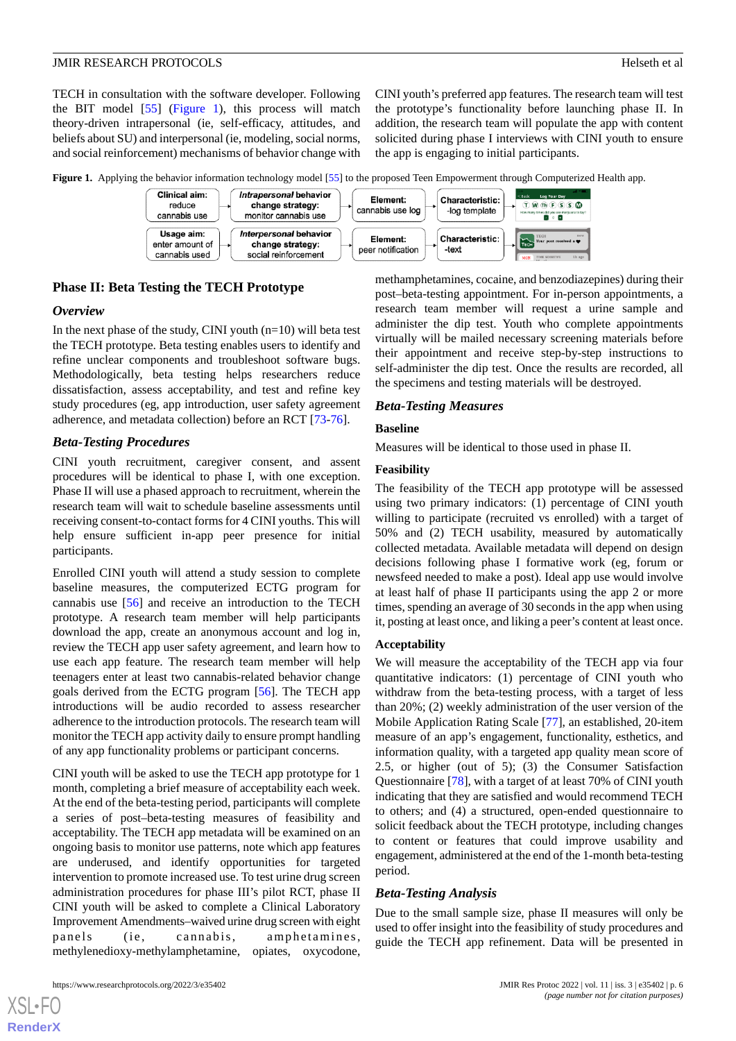TECH in consultation with the software developer. Following the BIT model [55] (Figure 1), this process will match theory-driven intrapersonal (ie, self-efficacy, attitudes, and beliefs about SU) and interpersonal (ie, modeling, social norms, and social reinforcement) mechanisms of behavior change with CINI youth's preferred app features. The research team will test the prototype's functionality before launching phase II. In addition, the research team will populate the app with content solicited during phase I interviews with CINI youth to ensure the app is engaging to initial participants.

**Figure 1.** Applying the behavior information technology model [55] to the proposed Teen Empowerment through Computerized Health app.

| | | | |
|---|---|---|---|
| **Clinical aim:** reduce cannabis use | ***Intrapersonal* behavior change strategy:** monitor cannabis use | **Element:** cannabis use log | **Characteristic:** -log template |
| **Usage aim:** enter amount of cannabis used | ***Interpersonal* behavior change strategy:** social reinforcement | **Element:** peer notification | **Characteristic:** -text |

## Phase II: Beta Testing the TECH Prototype

### Overview

In the next phase of the study, CINI youth (n=10) will beta test the TECH prototype. Beta testing enables users to identify and refine unclear components and troubleshoot software bugs. Methodologically, beta testing helps researchers reduce dissatisfaction, assess acceptability, and test and refine key study procedures (eg, app introduction, user safety agreement adherence, and metadata collection) before an RCT [73-76].

### Beta-Testing Procedures

CINI youth recruitment, caregiver consent, and assent procedures will be identical to phase I, with one exception. Phase II will use a phased approach to recruitment, wherein the research team will wait to schedule baseline assessments until receiving consent-to-contact forms for 4 CINI youths. This will help ensure sufficient in-app peer presence for initial participants.

Enrolled CINI youth will attend a study session to complete baseline measures, the computerized ECTG program for cannabis use [56] and receive an introduction to the TECH prototype. A research team member will help participants download the app, create an anonymous account and log in, review the TECH app user safety agreement, and learn how to use each app feature. The research team member will help teenagers enter at least two cannabis-related behavior change goals derived from the ECTG program [56]. The TECH app introductions will be audio recorded to assess researcher adherence to the introduction protocols. The research team will monitor the TECH app activity daily to ensure prompt handling of any app functionality problems or participant concerns.

CINI youth will be asked to use the TECH app prototype for 1 month, completing a brief measure of acceptability each week. At the end of the beta-testing period, participants will complete a series of post–beta-testing measures of feasibility and acceptability. The TECH app metadata will be examined on an ongoing basis to monitor use patterns, note which app features are underused, and identify opportunities for targeted intervention to promote increased use. To test urine drug screen administration procedures for phase III's pilot RCT, phase II CINI youth will be asked to complete a Clinical Laboratory Improvement Amendments–waived urine drug screen with eight panels (ie, cannabis, amphetamines, methylenedioxy-methylamphetamine, opiates, oxycodone, methamphetamines, cocaine, and benzodiazepines) during their post–beta-testing appointment. For in-person appointments, a research team member will request a urine sample and administer the dip test. Youth who complete appointments virtually will be mailed necessary screening materials before their appointment and receive step-by-step instructions to self-administer the dip test. Once the results are recorded, all the specimens and testing materials will be destroyed.

### Beta-Testing Measures

#### Baseline

Measures will be identical to those used in phase II.

#### Feasibility

The feasibility of the TECH app prototype will be assessed using two primary indicators: (1) percentage of CINI youth willing to participate (recruited vs enrolled) with a target of 50% and (2) TECH usability, measured by automatically collected metadata. Available metadata will depend on design decisions following phase I formative work (eg, forum or newsfeed needed to make a post). Ideal app use would involve at least half of phase II participants using the app 2 or more times, spending an average of 30 seconds in the app when using it, posting at least once, and liking a peer's content at least once.

#### Acceptability

We will measure the acceptability of the TECH app via four quantitative indicators: (1) percentage of CINI youth who withdraw from the beta-testing process, with a target of less than 20%; (2) weekly administration of the user version of the Mobile Application Rating Scale [77], an established, 20-item measure of an app's engagement, functionality, esthetics, and information quality, with a targeted app quality mean score of 2.5, or higher (out of 5); (3) the Consumer Satisfaction Questionnaire [78], with a target of at least 70% of CINI youth indicating that they are satisfied and would recommend TECH to others; and (4) a structured, open-ended questionnaire to solicit feedback about the TECH prototype, including changes to content or features that could improve usability and engagement, administered at the end of the 1-month beta-testing period.

### Beta-Testing Analysis

Due to the small sample size, phase II measures will only be used to offer insight into the feasibility of study procedures and guide the TECH app refinement. Data will be presented in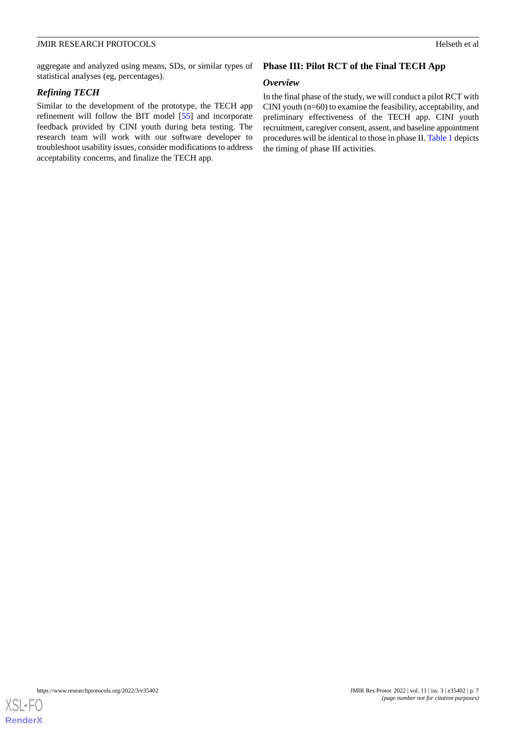aggregate and analyzed using means, SDs, or similar types of statistical analyses (eg, percentages).

### *Refining TECH*

Similar to the development of the prototype, the TECH app refinement will follow the BIT model [55] and incorporate feedback provided by CINI youth during beta testing. The research team will work with our software developer to troubleshoot usability issues, consider modifications to address acceptability concerns, and finalize the TECH app.

## Phase III: Pilot RCT of the Final TECH App

### *Overview*

In the final phase of the study, we will conduct a pilot RCT with CINI youth (n=60) to examine the feasibility, acceptability, and preliminary effectiveness of the TECH app. CINI youth recruitment, caregiver consent, assent, and baseline appointment procedures will be identical to those in phase II. Table 1 depicts the timing of phase III activities.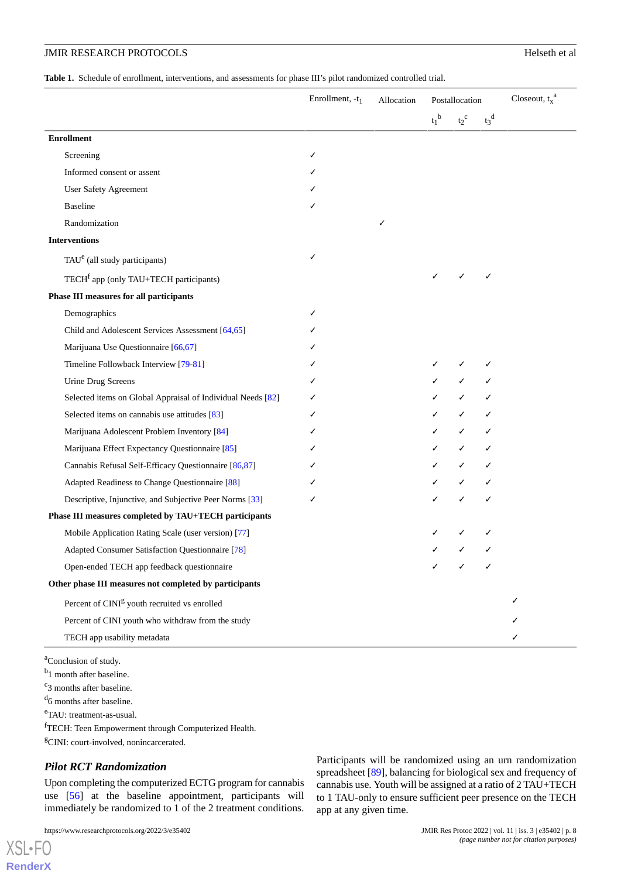**Table 1.** Schedule of enrollment, interventions, and assessments for phase III's pilot randomized controlled trial.

| | Enrollment, $-t_1$ | Allocation | Postallocation | | | Closeout, $t_x$ [a] |
|---|---|---|---|---|---|---|
| | | | $t_1$ [b] | $t_2$ [c] | $t_3$ [d] | |
| **Enrollment** | | | | | | |
| Screening | ✓ | | | | | |
| Informed consent or assent | ✓ | | | | | |
| User Safety Agreement | ✓ | | | | | |
| Baseline | ✓ | | | | | |
| Randomization | | ✓ | | | | |
| **Interventions** | | | | | | |
| TAU[e] (all study participants) | ✓ | | | | | |
| TECH[f] app (only TAU+TECH participants) | | | ✓ | ✓ | ✓ | |
| **Phase III measures for all participants** | | | | | | |
| Demographics | ✓ | | | | | |
| Child and Adolescent Services Assessment [64,65] | ✓ | | | | | |
| Marijuana Use Questionnaire [66,67] | ✓ | | | | | |
| Timeline Followback Interview [79-81] | ✓ | | ✓ | ✓ | ✓ | |
| Urine Drug Screens | ✓ | | ✓ | ✓ | ✓ | |
| Selected items on Global Appraisal of Individual Needs [82] | ✓ | | ✓ | ✓ | ✓ | |
| Selected items on cannabis use attitudes [83] | ✓ | | ✓ | ✓ | ✓ | |
| Marijuana Adolescent Problem Inventory [84] | ✓ | | ✓ | ✓ | ✓ | |
| Marijuana Effect Expectancy Questionnaire [85] | ✓ | | ✓ | ✓ | ✓ | |
| Cannabis Refusal Self-Efficacy Questionnaire [86,87] | ✓ | | ✓ | ✓ | ✓ | |
| Adapted Readiness to Change Questionnaire [88] | ✓ | | ✓ | ✓ | ✓ | |
| Descriptive, Injunctive, and Subjective Peer Norms [33] | ✓ | | ✓ | ✓ | ✓ | |
| **Phase III measures completed by TAU+TECH participants** | | | | | | |
| Mobile Application Rating Scale (user version) [77] | | | ✓ | ✓ | ✓ | |
| Adapted Consumer Satisfaction Questionnaire [78] | | | ✓ | ✓ | ✓ | |
| Open-ended TECH app feedback questionnaire | | | ✓ | ✓ | ✓ | |
| **Other phase III measures not completed by participants** | | | | | | |
| Percent of CINI[g] youth recruited vs enrolled | | | | | | ✓ |
| Percent of CINI youth who withdraw from the study | | | | | | ✓ |
| TECH app usability metadata | | | | | | ✓ |

[a]Conclusion of study.
[b]1 month after baseline.
[c]3 months after baseline.
[d]6 months after baseline.
[e]TAU: treatment-as-usual.
[f]TECH: Teen Empowerment through Computerized Health.
[g]CINI: court-involved, nonincarcerated.

### *Pilot RCT Randomization*

Upon completing the computerized ECTG program for cannabis use [56] at the baseline appointment, participants will immediately be randomized to 1 of the 2 treatment conditions. Participants will be randomized using an urn randomization spreadsheet [89], balancing for biological sex and frequency of cannabis use. Youth will be assigned at a ratio of 2 TAU+TECH to 1 TAU-only to ensure sufficient peer presence on the TECH app at any given time.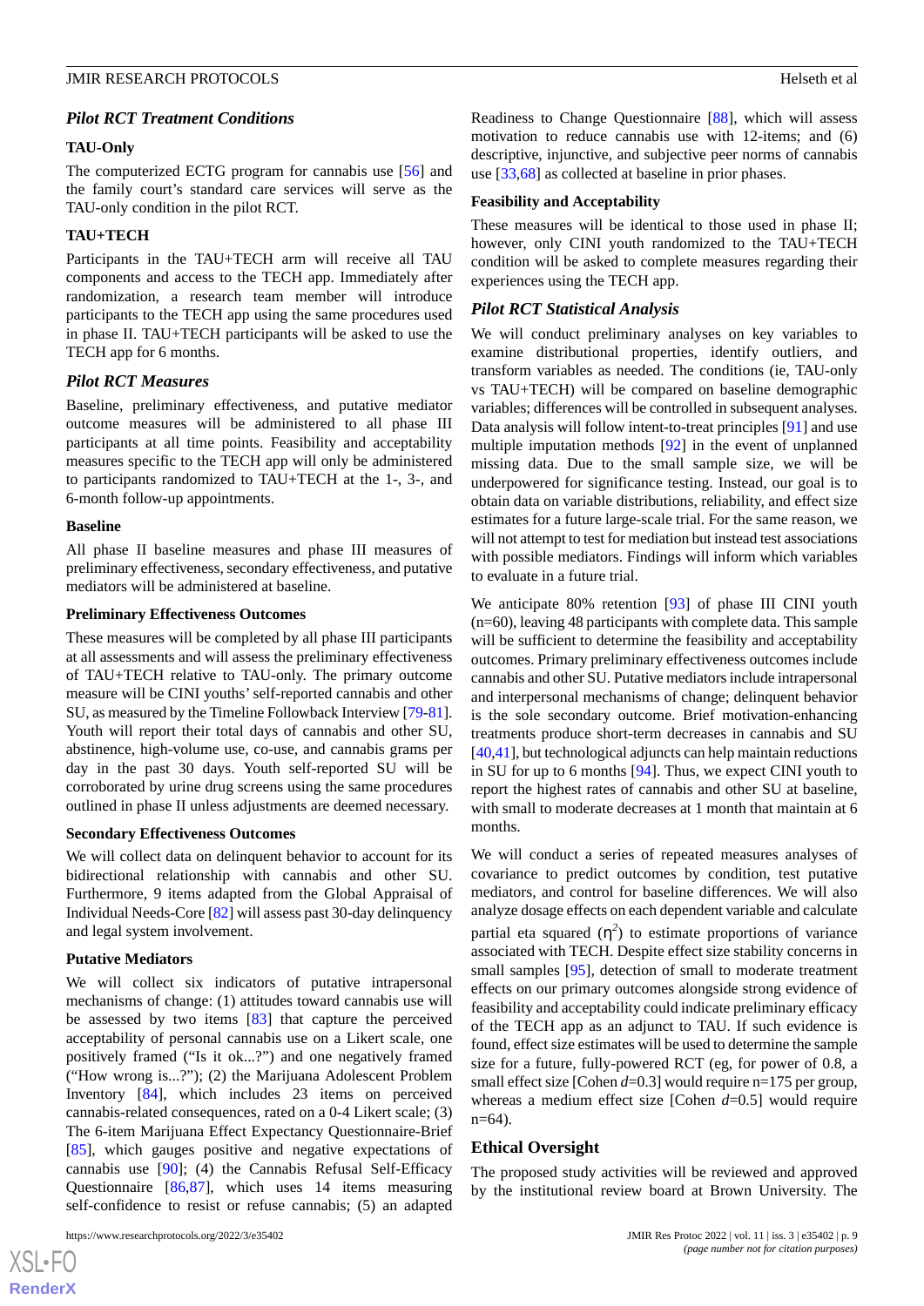### Pilot RCT Treatment Conditions

#### TAU-Only

The computerized ECTG program for cannabis use [56] and the family court's standard care services will serve as the TAU-only condition in the pilot RCT.

#### TAU+TECH

Participants in the TAU+TECH arm will receive all TAU components and access to the TECH app. Immediately after randomization, a research team member will introduce participants to the TECH app using the same procedures used in phase II. TAU+TECH participants will be asked to use the TECH app for 6 months.

### Pilot RCT Measures

Baseline, preliminary effectiveness, and putative mediator outcome measures will be administered to all phase III participants at all time points. Feasibility and acceptability measures specific to the TECH app will only be administered to participants randomized to TAU+TECH at the 1-, 3-, and 6-month follow-up appointments.

#### Baseline

All phase II baseline measures and phase III measures of preliminary effectiveness, secondary effectiveness, and putative mediators will be administered at baseline.

#### Preliminary Effectiveness Outcomes

These measures will be completed by all phase III participants at all assessments and will assess the preliminary effectiveness of TAU+TECH relative to TAU-only. The primary outcome measure will be CINI youths' self-reported cannabis and other SU, as measured by the Timeline Followback Interview [79-81]. Youth will report their total days of cannabis and other SU, abstinence, high-volume use, co-use, and cannabis grams per day in the past 30 days. Youth self-reported SU will be corroborated by urine drug screens using the same procedures outlined in phase II unless adjustments are deemed necessary.

#### Secondary Effectiveness Outcomes

We will collect data on delinquent behavior to account for its bidirectional relationship with cannabis and other SU. Furthermore, 9 items adapted from the Global Appraisal of Individual Needs-Core [82] will assess past 30-day delinquency and legal system involvement.

#### Putative Mediators

We will collect six indicators of putative intrapersonal mechanisms of change: (1) attitudes toward cannabis use will be assessed by two items [83] that capture the perceived acceptability of personal cannabis use on a Likert scale, one positively framed ("Is it ok...?") and one negatively framed ("How wrong is...?"); (2) the Marijuana Adolescent Problem Inventory [84], which includes 23 items on perceived cannabis-related consequences, rated on a 0-4 Likert scale; (3) The 6-item Marijuana Effect Expectancy Questionnaire-Brief [85], which gauges positive and negative expectations of cannabis use [90]; (4) the Cannabis Refusal Self-Efficacy Questionnaire [86,87], which uses 14 items measuring self-confidence to resist or refuse cannabis; (5) an adapted Readiness to Change Questionnaire [88], which will assess motivation to reduce cannabis use with 12-items; and (6) descriptive, injunctive, and subjective peer norms of cannabis use [33,68] as collected at baseline in prior phases.

#### Feasibility and Acceptability

These measures will be identical to those used in phase II; however, only CINI youth randomized to the TAU+TECH condition will be asked to complete measures regarding their experiences using the TECH app.

### Pilot RCT Statistical Analysis

We will conduct preliminary analyses on key variables to examine distributional properties, identify outliers, and transform variables as needed. The conditions (ie, TAU-only vs TAU+TECH) will be compared on baseline demographic variables; differences will be controlled in subsequent analyses. Data analysis will follow intent-to-treat principles [91] and use multiple imputation methods [92] in the event of unplanned missing data. Due to the small sample size, we will be underpowered for significance testing. Instead, our goal is to obtain data on variable distributions, reliability, and effect size estimates for a future large-scale trial. For the same reason, we will not attempt to test for mediation but instead test associations with possible mediators. Findings will inform which variables to evaluate in a future trial.

We anticipate 80% retention [93] of phase III CINI youth (n=60), leaving 48 participants with complete data. This sample will be sufficient to determine the feasibility and acceptability outcomes. Primary preliminary effectiveness outcomes include cannabis and other SU. Putative mediators include intrapersonal and interpersonal mechanisms of change; delinquent behavior is the sole secondary outcome. Brief motivation-enhancing treatments produce short-term decreases in cannabis and SU [40,41], but technological adjuncts can help maintain reductions in SU for up to 6 months [94]. Thus, we expect CINI youth to report the highest rates of cannabis and other SU at baseline, with small to moderate decreases at 1 month that maintain at 6 months.

We will conduct a series of repeated measures analyses of covariance to predict outcomes by condition, test putative mediators, and control for baseline differences. We will also analyze dosage effects on each dependent variable and calculate partial eta squared ($\eta^2$) to estimate proportions of variance associated with TECH. Despite effect size stability concerns in small samples [95], detection of small to moderate treatment effects on our primary outcomes alongside strong evidence of feasibility and acceptability could indicate preliminary efficacy of the TECH app as an adjunct to TAU. If such evidence is found, effect size estimates will be used to determine the sample size for a future, fully-powered RCT (eg, for power of 0.8, a small effect size [Cohen *d*=0.3] would require n=175 per group, whereas a medium effect size [Cohen *d*=0.5] would require n=64).

## Ethical Oversight

The proposed study activities will be reviewed and approved by the institutional review board at Brown University. The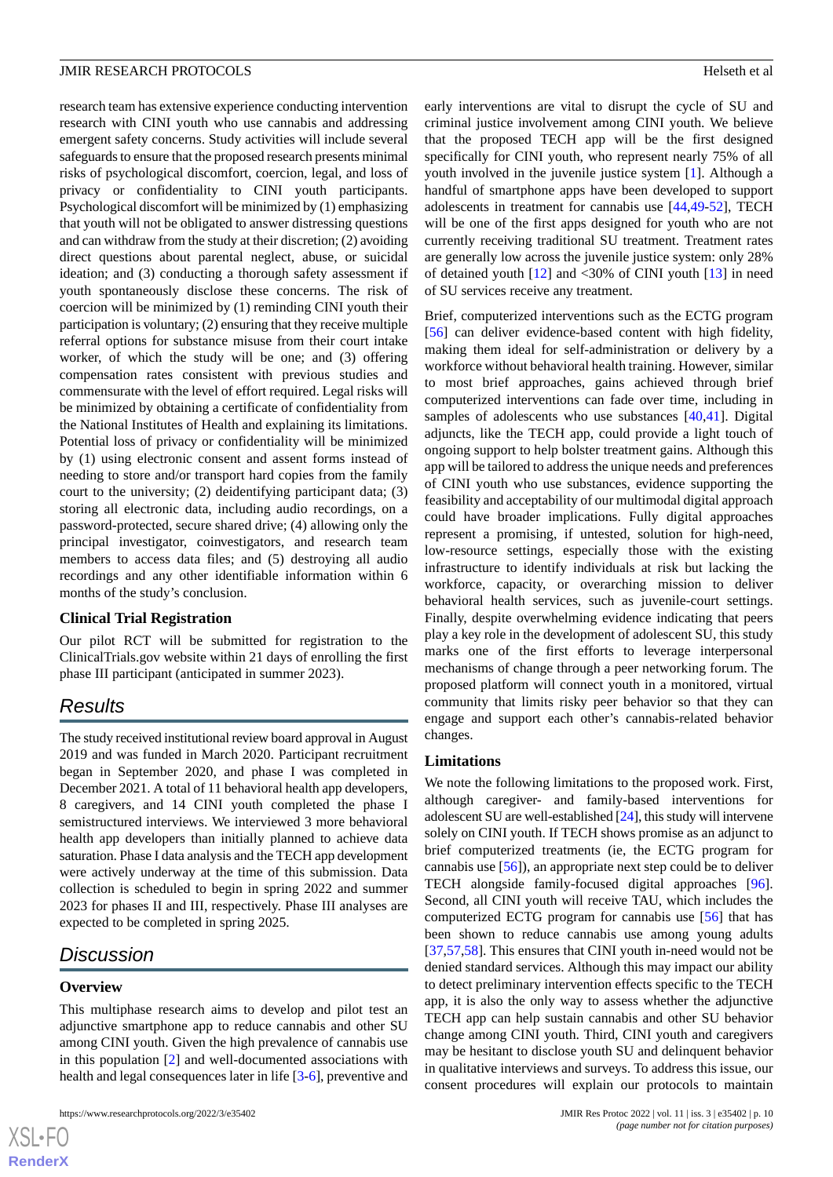research team has extensive experience conducting intervention research with CINI youth who use cannabis and addressing emergent safety concerns. Study activities will include several safeguards to ensure that the proposed research presents minimal risks of psychological discomfort, coercion, legal, and loss of privacy or confidentiality to CINI youth participants. Psychological discomfort will be minimized by (1) emphasizing that youth will not be obligated to answer distressing questions and can withdraw from the study at their discretion; (2) avoiding direct questions about parental neglect, abuse, or suicidal ideation; and (3) conducting a thorough safety assessment if youth spontaneously disclose these concerns. The risk of coercion will be minimized by (1) reminding CINI youth their participation is voluntary; (2) ensuring that they receive multiple referral options for substance misuse from their court intake worker, of which the study will be one; and (3) offering compensation rates consistent with previous studies and commensurate with the level of effort required. Legal risks will be minimized by obtaining a certificate of confidentiality from the National Institutes of Health and explaining its limitations. Potential loss of privacy or confidentiality will be minimized by (1) using electronic consent and assent forms instead of needing to store and/or transport hard copies from the family court to the university; (2) deidentifying participant data; (3) storing all electronic data, including audio recordings, on a password-protected, secure shared drive; (4) allowing only the principal investigator, coinvestigators, and research team members to access data files; and (5) destroying all audio recordings and any other identifiable information within 6 months of the study's conclusion.

### Clinical Trial Registration

Our pilot RCT will be submitted for registration to the ClinicalTrials.gov website within 21 days of enrolling the first phase III participant (anticipated in summer 2023).

## Results

The study received institutional review board approval in August 2019 and was funded in March 2020. Participant recruitment began in September 2020, and phase I was completed in December 2021. A total of 11 behavioral health app developers, 8 caregivers, and 14 CINI youth completed the phase I semistructured interviews. We interviewed 3 more behavioral health app developers than initially planned to achieve data saturation. Phase I data analysis and the TECH app development were actively underway at the time of this submission. Data collection is scheduled to begin in spring 2022 and summer 2023 for phases II and III, respectively. Phase III analyses are expected to be completed in spring 2025.

## Discussion

### Overview

This multiphase research aims to develop and pilot test an adjunctive smartphone app to reduce cannabis and other SU among CINI youth. Given the high prevalence of cannabis use in this population [2] and well-documented associations with health and legal consequences later in life [3-6], preventive and early interventions are vital to disrupt the cycle of SU and criminal justice involvement among CINI youth. We believe that the proposed TECH app will be the first designed specifically for CINI youth, who represent nearly 75% of all youth involved in the juvenile justice system [1]. Although a handful of smartphone apps have been developed to support adolescents in treatment for cannabis use [44,49-52], TECH will be one of the first apps designed for youth who are not currently receiving traditional SU treatment. Treatment rates are generally low across the juvenile justice system: only 28% of detained youth [12] and <30% of CINI youth [13] in need of SU services receive any treatment.

Brief, computerized interventions such as the ECTG program [56] can deliver evidence-based content with high fidelity, making them ideal for self-administration or delivery by a workforce without behavioral health training. However, similar to most brief approaches, gains achieved through brief computerized interventions can fade over time, including in samples of adolescents who use substances [40,41]. Digital adjuncts, like the TECH app, could provide a light touch of ongoing support to help bolster treatment gains. Although this app will be tailored to address the unique needs and preferences of CINI youth who use substances, evidence supporting the feasibility and acceptability of our multimodal digital approach could have broader implications. Fully digital approaches represent a promising, if untested, solution for high-need, low-resource settings, especially those with the existing infrastructure to identify individuals at risk but lacking the workforce, capacity, or overarching mission to deliver behavioral health services, such as juvenile-court settings. Finally, despite overwhelming evidence indicating that peers play a key role in the development of adolescent SU, this study marks one of the first efforts to leverage interpersonal mechanisms of change through a peer networking forum. The proposed platform will connect youth in a monitored, virtual community that limits risky peer behavior so that they can engage and support each other's cannabis-related behavior changes.

### Limitations

We note the following limitations to the proposed work. First, although caregiver- and family-based interventions for adolescent SU are well-established [24], this study will intervene solely on CINI youth. If TECH shows promise as an adjunct to brief computerized treatments (ie, the ECTG program for cannabis use [56]), an appropriate next step could be to deliver TECH alongside family-focused digital approaches [96]. Second, all CINI youth will receive TAU, which includes the computerized ECTG program for cannabis use [56] that has been shown to reduce cannabis use among young adults [37,57,58]. This ensures that CINI youth in-need would not be denied standard services. Although this may impact our ability to detect preliminary intervention effects specific to the TECH app, it is also the only way to assess whether the adjunctive TECH app can help sustain cannabis and other SU behavior change among CINI youth. Third, CINI youth and caregivers may be hesitant to disclose youth SU and delinquent behavior in qualitative interviews and surveys. To address this issue, our consent procedures will explain our protocols to maintain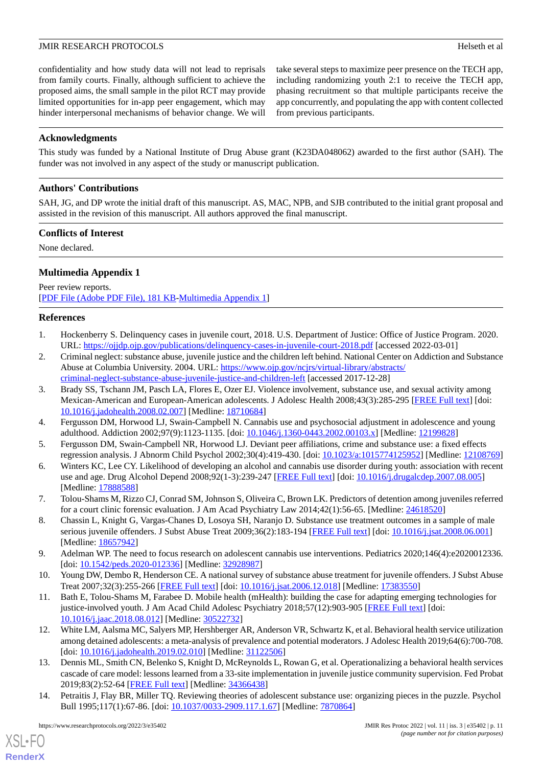confidentiality and how study data will not lead to reprisals from family courts. Finally, although sufficient to achieve the proposed aims, the small sample in the pilot RCT may provide limited opportunities for in-app peer engagement, which may hinder interpersonal mechanisms of behavior change. We will take several steps to maximize peer presence on the TECH app, including randomizing youth 2:1 to receive the TECH app, phasing recruitment so that multiple participants receive the app concurrently, and populating the app with content collected from previous participants.

## Acknowledgments

This study was funded by a National Institute of Drug Abuse grant (K23DA048062) awarded to the first author (SAH). The funder was not involved in any aspect of the study or manuscript publication.

## Authors' Contributions

SAH, JG, and DP wrote the initial draft of this manuscript. AS, MAC, NPB, and SJB contributed to the initial grant proposal and assisted in the revision of this manuscript. All authors approved the final manuscript.

## Conflicts of Interest

None declared.

## Multimedia Appendix 1

Peer review reports.
[PDF File (Adobe PDF File), 181 KB-Multimedia Appendix 1]

## References

1. Hockenberry S. Delinquency cases in juvenile court, 2018. U.S. Department of Justice: Office of Justice Program. 2020. URL: https://ojjdp.ojp.gov/publications/delinquency-cases-in-juvenile-court-2018.pdf [accessed 2022-03-01]
2. Criminal neglect: substance abuse, juvenile justice and the children left behind. National Center on Addiction and Substance Abuse at Columbia University. 2004. URL: https://www.ojp.gov/ncjrs/virtual-library/abstracts/criminal-neglect-substance-abuse-juvenile-justice-and-children-left [accessed 2017-12-28]
3. Brady SS, Tschann JM, Pasch LA, Flores E, Ozer EJ. Violence involvement, substance use, and sexual activity among Mexican-American and European-American adolescents. J Adolesc Health 2008;43(3):285-295 [FREE Full text] [doi: 10.1016/j.jadohealth.2008.02.007] [Medline: 18710684]
4. Fergusson DM, Horwood LJ, Swain-Campbell N. Cannabis use and psychosocial adjustment in adolescence and young adulthood. Addiction 2002;97(9):1123-1135. [doi: 10.1046/j.1360-0443.2002.00103.x] [Medline: 12199828]
5. Fergusson DM, Swain-Campbell NR, Horwood LJ. Deviant peer affiliations, crime and substance use: a fixed effects regression analysis. J Abnorm Child Psychol 2002;30(4):419-430. [doi: 10.1023/a:1015774125952] [Medline: 12108769]
6. Winters KC, Lee CY. Likelihood of developing an alcohol and cannabis use disorder during youth: association with recent use and age. Drug Alcohol Depend 2008;92(1-3):239-247 [FREE Full text] [doi: 10.1016/j.drugalcdep.2007.08.005] [Medline: 17888588]
7. Tolou-Shams M, Rizzo CJ, Conrad SM, Johnson S, Oliveira C, Brown LK. Predictors of detention among juveniles referred for a court clinic forensic evaluation. J Am Acad Psychiatry Law 2014;42(1):56-65. [Medline: 24618520]
8. Chassin L, Knight G, Vargas-Chanes D, Losoya SH, Naranjo D. Substance use treatment outcomes in a sample of male serious juvenile offenders. J Subst Abuse Treat 2009;36(2):183-194 [FREE Full text] [doi: 10.1016/j.jsat.2008.06.001] [Medline: 18657942]
9. Adelman WP. The need to focus research on adolescent cannabis use interventions. Pediatrics 2020;146(4):e2020012336. [doi: 10.1542/peds.2020-012336] [Medline: 32928987]
10. Young DW, Dembo R, Henderson CE. A national survey of substance abuse treatment for juvenile offenders. J Subst Abuse Treat 2007;32(3):255-266 [FREE Full text] [doi: 10.1016/j.jsat.2006.12.018] [Medline: 17383550]
11. Bath E, Tolou-Shams M, Farabee D. Mobile health (mHealth): building the case for adapting emerging technologies for justice-involved youth. J Am Acad Child Adolesc Psychiatry 2018;57(12):903-905 [FREE Full text] [doi: 10.1016/j.jaac.2018.08.012] [Medline: 30522732]
12. White LM, Aalsma MC, Salyers MP, Hershberger AR, Anderson VR, Schwartz K, et al. Behavioral health service utilization among detained adolescents: a meta-analysis of prevalence and potential moderators. J Adolesc Health 2019;64(6):700-708. [doi: 10.1016/j.jadohealth.2019.02.010] [Medline: 31122506]
13. Dennis ML, Smith CN, Belenko S, Knight D, McReynolds L, Rowan G, et al. Operationalizing a behavioral health services cascade of care model: lessons learned from a 33-site implementation in juvenile justice community supervision. Fed Probat 2019;83(2):52-64 [FREE Full text] [Medline: 34366438]
14. Petraitis J, Flay BR, Miller TQ. Reviewing theories of adolescent substance use: organizing pieces in the puzzle. Psychol Bull 1995;117(1):67-86. [doi: 10.1037/0033-2909.117.1.67] [Medline: 7870864]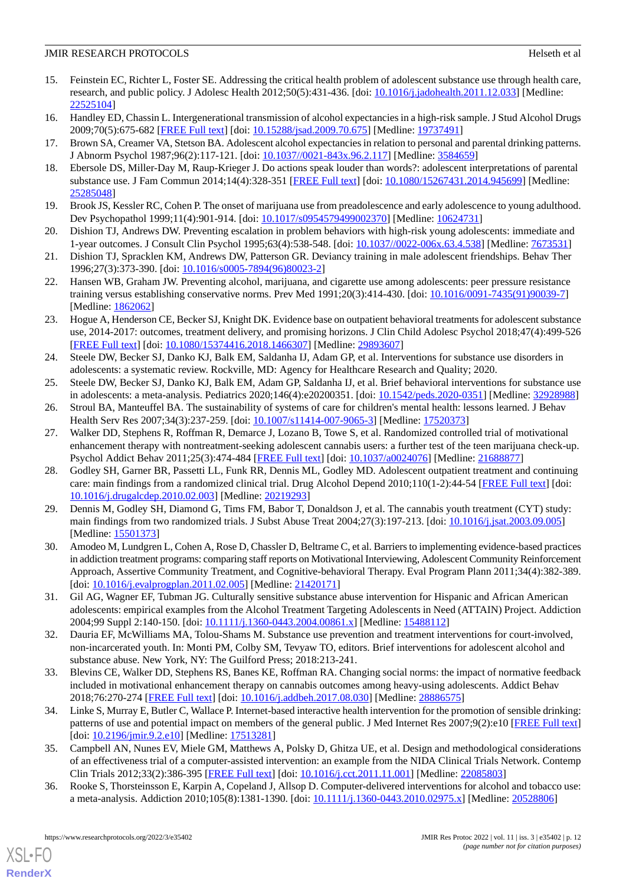15. Feinstein EC, Richter L, Foster SE. Addressing the critical health problem of adolescent substance use through health care, research, and public policy. J Adolesc Health 2012;50(5):431-436. [doi: 10.1016/j.jadohealth.2011.12.033] [Medline: 22525104]
16. Handley ED, Chassin L. Intergenerational transmission of alcohol expectancies in a high-risk sample. J Stud Alcohol Drugs 2009;70(5):675-682 [FREE Full text] [doi: 10.15288/jsad.2009.70.675] [Medline: 19737491]
17. Brown SA, Creamer VA, Stetson BA. Adolescent alcohol expectancies in relation to personal and parental drinking patterns. J Abnorm Psychol 1987;96(2):117-121. [doi: 10.1037//0021-843x.96.2.117] [Medline: 3584659]
18. Ebersole DS, Miller-Day M, Raup-Krieger J. Do actions speak louder than words?: adolescent interpretations of parental substance use. J Fam Commun 2014;14(4):328-351 [FREE Full text] [doi: 10.1080/15267431.2014.945699] [Medline: 25285048]
19. Brook JS, Kessler RC, Cohen P. The onset of marijuana use from preadolescence and early adolescence to young adulthood. Dev Psychopathol 1999;11(4):901-914. [doi: 10.1017/s0954579499002370] [Medline: 10624731]
20. Dishion TJ, Andrews DW. Preventing escalation in problem behaviors with high-risk young adolescents: immediate and 1-year outcomes. J Consult Clin Psychol 1995;63(4):538-548. [doi: 10.1037//0022-006x.63.4.538] [Medline: 7673531]
21. Dishion TJ, Spracklen KM, Andrews DW, Patterson GR. Deviancy training in male adolescent friendships. Behav Ther 1996;27(3):373-390. [doi: 10.1016/s0005-7894(96)80023-2]
22. Hansen WB, Graham JW. Preventing alcohol, marijuana, and cigarette use among adolescents: peer pressure resistance training versus establishing conservative norms. Prev Med 1991;20(3):414-430. [doi: 10.1016/0091-7435(91)90039-7] [Medline: 1862062]
23. Hogue A, Henderson CE, Becker SJ, Knight DK. Evidence base on outpatient behavioral treatments for adolescent substance use, 2014-2017: outcomes, treatment delivery, and promising horizons. J Clin Child Adolesc Psychol 2018;47(4):499-526 [FREE Full text] [doi: 10.1080/15374416.2018.1466307] [Medline: 29893607]
24. Steele DW, Becker SJ, Danko KJ, Balk EM, Saldanha IJ, Adam GP, et al. Interventions for substance use disorders in adolescents: a systematic review. Rockville, MD: Agency for Healthcare Research and Quality; 2020.
25. Steele DW, Becker SJ, Danko KJ, Balk EM, Adam GP, Saldanha IJ, et al. Brief behavioral interventions for substance use in adolescents: a meta-analysis. Pediatrics 2020;146(4):e20200351. [doi: 10.1542/peds.2020-0351] [Medline: 32928988]
26. Stroul BA, Manteuffel BA. The sustainability of systems of care for children's mental health: lessons learned. J Behav Health Serv Res 2007;34(3):237-259. [doi: 10.1007/s11414-007-9065-3] [Medline: 17520373]
27. Walker DD, Stephens R, Roffman R, Demarce J, Lozano B, Towe S, et al. Randomized controlled trial of motivational enhancement therapy with nontreatment-seeking adolescent cannabis users: a further test of the teen marijuana check-up. Psychol Addict Behav 2011;25(3):474-484 [FREE Full text] [doi: 10.1037/a0024076] [Medline: 21688877]
28. Godley SH, Garner BR, Passetti LL, Funk RR, Dennis ML, Godley MD. Adolescent outpatient treatment and continuing care: main findings from a randomized clinical trial. Drug Alcohol Depend 2010;110(1-2):44-54 [FREE Full text] [doi: 10.1016/j.drugalcdep.2010.02.003] [Medline: 20219293]
29. Dennis M, Godley SH, Diamond G, Tims FM, Babor T, Donaldson J, et al. The cannabis youth treatment (CYT) study: main findings from two randomized trials. J Subst Abuse Treat 2004;27(3):197-213. [doi: 10.1016/j.jsat.2003.09.005] [Medline: 15501373]
30. Amodeo M, Lundgren L, Cohen A, Rose D, Chassler D, Beltrame C, et al. Barriers to implementing evidence-based practices in addiction treatment programs: comparing staff reports on Motivational Interviewing, Adolescent Community Reinforcement Approach, Assertive Community Treatment, and Cognitive-behavioral Therapy. Eval Program Plann 2011;34(4):382-389. [doi: 10.1016/j.evalprogplan.2011.02.005] [Medline: 21420171]
31. Gil AG, Wagner EF, Tubman JG. Culturally sensitive substance abuse intervention for Hispanic and African American adolescents: empirical examples from the Alcohol Treatment Targeting Adolescents in Need (ATTAIN) Project. Addiction 2004;99 Suppl 2:140-150. [doi: 10.1111/j.1360-0443.2004.00861.x] [Medline: 15488112]
32. Dauria EF, McWilliams MA, Tolou-Shams M. Substance use prevention and treatment interventions for court-involved, non-incarcerated youth. In: Monti PM, Colby SM, Tevyaw TO, editors. Brief interventions for adolescent alcohol and substance abuse. New York, NY: The Guilford Press; 2018:213-241.
33. Blevins CE, Walker DD, Stephens RS, Banes KE, Roffman RA. Changing social norms: the impact of normative feedback included in motivational enhancement therapy on cannabis outcomes among heavy-using adolescents. Addict Behav 2018;76:270-274 [FREE Full text] [doi: 10.1016/j.addbeh.2017.08.030] [Medline: 28886575]
34. Linke S, Murray E, Butler C, Wallace P. Internet-based interactive health intervention for the promotion of sensible drinking: patterns of use and potential impact on members of the general public. J Med Internet Res 2007;9(2):e10 [FREE Full text] [doi: 10.2196/jmir.9.2.e10] [Medline: 17513281]
35. Campbell AN, Nunes EV, Miele GM, Matthews A, Polsky D, Ghitza UE, et al. Design and methodological considerations of an effectiveness trial of a computer-assisted intervention: an example from the NIDA Clinical Trials Network. Contemp Clin Trials 2012;33(2):386-395 [FREE Full text] [doi: 10.1016/j.cct.2011.11.001] [Medline: 22085803]
36. Rooke S, Thorsteinsson E, Karpin A, Copeland J, Allsop D. Computer-delivered interventions for alcohol and tobacco use: a meta-analysis. Addiction 2010;105(8):1381-1390. [doi: 10.1111/j.1360-0443.2010.02975.x] [Medline: 20528806]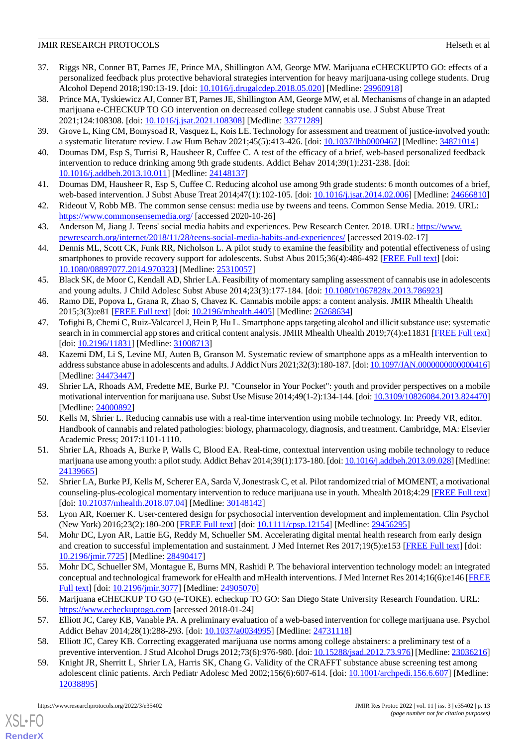37. Riggs NR, Conner BT, Parnes JE, Prince MA, Shillington AM, George MW. Marijuana eCHECKUPTO GO: effects of a personalized feedback plus protective behavioral strategies intervention for heavy marijuana-using college students. Drug Alcohol Depend 2018;190:13-19. [doi: 10.1016/j.drugalcdep.2018.05.020] [Medline: 29960918]
38. Prince MA, Tyskiewicz AJ, Conner BT, Parnes JE, Shillington AM, George MW, et al. Mechanisms of change in an adapted marijuana e-CHECKUP TO GO intervention on decreased college student cannabis use. J Subst Abuse Treat 2021;124:108308. [doi: 10.1016/j.jsat.2021.108308] [Medline: 33771289]
39. Grove L, King CM, Bomysoad R, Vasquez L, Kois LE. Technology for assessment and treatment of justice-involved youth: a systematic literature review. Law Hum Behav 2021;45(5):413-426. [doi: 10.1037/lhb0000467] [Medline: 34871014]
40. Doumas DM, Esp S, Turrisi R, Hausheer R, Cuffee C. A test of the efficacy of a brief, web-based personalized feedback intervention to reduce drinking among 9th grade students. Addict Behav 2014;39(1):231-238. [doi: 10.1016/j.addbeh.2013.10.011] [Medline: 24148137]
41. Doumas DM, Hausheer R, Esp S, Cuffee C. Reducing alcohol use among 9th grade students: 6 month outcomes of a brief, web-based intervention. J Subst Abuse Treat 2014;47(1):102-105. [doi: 10.1016/j.jsat.2014.02.006] [Medline: 24666810]
42. Rideout V, Robb MB. The common sense census: media use by tweens and teens. Common Sense Media. 2019. URL: https://www.commonsensemedia.org/ [accessed 2020-10-26]
43. Anderson M, Jiang J. Teens' social media habits and experiences. Pew Research Center. 2018. URL: https://www.pewresearch.org/internet/2018/11/28/teens-social-media-habits-and-experiences/ [accessed 2019-02-17]
44. Dennis ML, Scott CK, Funk RR, Nicholson L. A pilot study to examine the feasibility and potential effectiveness of using smartphones to provide recovery support for adolescents. Subst Abus 2015;36(4):486-492 [FREE Full text] [doi: 10.1080/08897077.2014.970323] [Medline: 25310057]
45. Black SK, de Moor C, Kendall AD, Shrier LA. Feasibility of momentary sampling assessment of cannabis use in adolescents and young adults. J Child Adolesc Subst Abuse 2014;23(3):177-184. [doi: 10.1080/1067828x.2013.786923]
46. Ramo DE, Popova L, Grana R, Zhao S, Chavez K. Cannabis mobile apps: a content analysis. JMIR Mhealth Uhealth 2015;3(3):e81 [FREE Full text] [doi: 10.2196/mhealth.4405] [Medline: 26268634]
47. Tofighi B, Chemi C, Ruiz-Valcarcel J, Hein P, Hu L. Smartphone apps targeting alcohol and illicit substance use: systematic search in in commercial app stores and critical content analysis. JMIR Mhealth Uhealth 2019;7(4):e11831 [FREE Full text] [doi: 10.2196/11831] [Medline: 31008713]
48. Kazemi DM, Li S, Levine MJ, Auten B, Granson M. Systematic review of smartphone apps as a mHealth intervention to address substance abuse in adolescents and adults. J Addict Nurs 2021;32(3):180-187. [doi: 10.1097/JAN.0000000000000416] [Medline: 34473447]
49. Shrier LA, Rhoads AM, Fredette ME, Burke PJ. "Counselor in Your Pocket": youth and provider perspectives on a mobile motivational intervention for marijuana use. Subst Use Misuse 2014;49(1-2):134-144. [doi: 10.3109/10826084.2013.824470] [Medline: 24000892]
50. Kells M, Shrier L. Reducing cannabis use with a real-time intervention using mobile technology. In: Preedy VR, editor. Handbook of cannabis and related pathologies: biology, pharmacology, diagnosis, and treatment. Cambridge, MA: Elsevier Academic Press; 2017:1101-1110.
51. Shrier LA, Rhoads A, Burke P, Walls C, Blood EA. Real-time, contextual intervention using mobile technology to reduce marijuana use among youth: a pilot study. Addict Behav 2014;39(1):173-180. [doi: 10.1016/j.addbeh.2013.09.028] [Medline: 24139665]
52. Shrier LA, Burke PJ, Kells M, Scherer EA, Sarda V, Jonestrask C, et al. Pilot randomized trial of MOMENT, a motivational counseling-plus-ecological momentary intervention to reduce marijuana use in youth. Mhealth 2018;4:29 [FREE Full text] [doi: 10.21037/mhealth.2018.07.04] [Medline: 30148142]
53. Lyon AR, Koerner K. User-centered design for psychosocial intervention development and implementation. Clin Psychol (New York) 2016;23(2):180-200 [FREE Full text] [doi: 10.1111/cpsp.12154] [Medline: 29456295]
54. Mohr DC, Lyon AR, Lattie EG, Reddy M, Schueller SM. Accelerating digital mental health research from early design and creation to successful implementation and sustainment. J Med Internet Res 2017;19(5):e153 [FREE Full text] [doi: 10.2196/jmir.7725] [Medline: 28490417]
55. Mohr DC, Schueller SM, Montague E, Burns MN, Rashidi P. The behavioral intervention technology model: an integrated conceptual and technological framework for eHealth and mHealth interventions. J Med Internet Res 2014;16(6):e146 [FREE Full text] [doi: 10.2196/jmir.3077] [Medline: 24905070]
56. Marijuana eCHECKUP TO GO (e-TOKE). echeckup TO GO: San Diego State University Research Foundation. URL: https://www.echeckuptogo.com [accessed 2018-01-24]
57. Elliott JC, Carey KB, Vanable PA. A preliminary evaluation of a web-based intervention for college marijuana use. Psychol Addict Behav 2014;28(1):288-293. [doi: 10.1037/a0034995] [Medline: 24731118]
58. Elliott JC, Carey KB. Correcting exaggerated marijuana use norms among college abstainers: a preliminary test of a preventive intervention. J Stud Alcohol Drugs 2012;73(6):976-980. [doi: 10.15288/jsad.2012.73.976] [Medline: 23036216]
59. Knight JR, Sherritt L, Shrier LA, Harris SK, Chang G. Validity of the CRAFFT substance abuse screening test among adolescent clinic patients. Arch Pediatr Adolesc Med 2002;156(6):607-614. [doi: 10.1001/archpedi.156.6.607] [Medline: 12038895]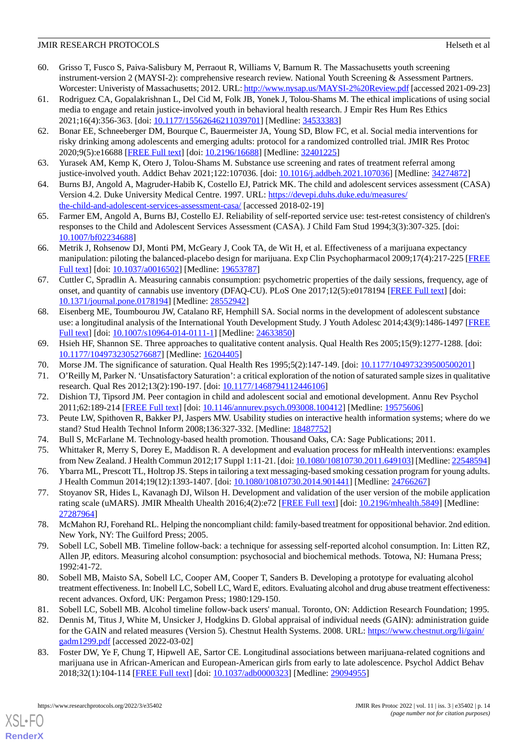60. Grisso T, Fusco S, Paiva-Salisbury M, Perraout R, Williams V, Barnum R. The Massachusetts youth screening instrument-version 2 (MAYSI-2): comprehensive research review. National Youth Screening & Assessment Partners. Worcester: Univeristy of Massachusetts; 2012. URL: http://www.nysap.us/MAYSI-2%20Review.pdf [accessed 2021-09-23]
61. Rodriguez CA, Gopalakrishnan L, Del Cid M, Folk JB, Yonek J, Tolou-Shams M. The ethical implications of using social media to engage and retain justice-involved youth in behavioral health research. J Empir Res Hum Res Ethics 2021;16(4):356-363. [doi: 10.1177/15562646211039701] [Medline: 34533383]
62. Bonar EE, Schneeberger DM, Bourque C, Bauermeister JA, Young SD, Blow FC, et al. Social media interventions for risky drinking among adolescents and emerging adults: protocol for a randomized controlled trial. JMIR Res Protoc 2020;9(5):e16688 [FREE Full text] [doi: 10.2196/16688] [Medline: 32401225]
63. Yurasek AM, Kemp K, Otero J, Tolou-Shams M. Substance use screening and rates of treatment referral among justice-involved youth. Addict Behav 2021;122:107036. [doi: 10.1016/j.addbeh.2021.107036] [Medline: 34274872]
64. Burns BJ, Angold A, Magruder-Habib K, Costello EJ, Patrick MK. The child and adolescent services assessment (CASA) Version 4.2. Duke University Medical Centre. 1997. URL: https://devepi.duhs.duke.edu/measures/the-child-and-adolescent-services-assessment-casa/ [accessed 2018-02-19]
65. Farmer EM, Angold A, Burns BJ, Costello EJ. Reliability of self-reported service use: test-retest consistency of children's responses to the Child and Adolescent Services Assessment (CASA). J Child Fam Stud 1994;3(3):307-325. [doi: 10.1007/bf02234688]
66. Metrik J, Rohsenow DJ, Monti PM, McGeary J, Cook TA, de Wit H, et al. Effectiveness of a marijuana expectancy manipulation: piloting the balanced-placebo design for marijuana. Exp Clin Psychopharmacol 2009;17(4):217-225 [FREE Full text] [doi: 10.1037/a0016502] [Medline: 19653787]
67. Cuttler C, Spradlin A. Measuring cannabis consumption: psychometric properties of the daily sessions, frequency, age of onset, and quantity of cannabis use inventory (DFAQ-CU). PLoS One 2017;12(5):e0178194 [FREE Full text] [doi: 10.1371/journal.pone.0178194] [Medline: 28552942]
68. Eisenberg ME, Toumbourou JW, Catalano RF, Hemphill SA. Social norms in the development of adolescent substance use: a longitudinal analysis of the International Youth Development Study. J Youth Adolesc 2014;43(9):1486-1497 [FREE Full text] [doi: 10.1007/s10964-014-0111-1] [Medline: 24633850]
69. Hsieh HF, Shannon SE. Three approaches to qualitative content analysis. Qual Health Res 2005;15(9):1277-1288. [doi: 10.1177/1049732305276687] [Medline: 16204405]
70. Morse JM. The significance of saturation. Qual Health Res 1995;5(2):147-149. [doi: 10.1177/104973239500500201]
71. O'Reilly M, Parker N. 'Unsatisfactory Saturation': a critical exploration of the notion of saturated sample sizes in qualitative research. Qual Res 2012;13(2):190-197. [doi: 10.1177/1468794112446106]
72. Dishion TJ, Tipsord JM. Peer contagion in child and adolescent social and emotional development. Annu Rev Psychol 2011;62:189-214 [FREE Full text] [doi: 10.1146/annurev.psych.093008.100412] [Medline: 19575606]
73. Peute LW, Spithoven R, Bakker PJ, Jaspers MW. Usability studies on interactive health information systems; where do we stand? Stud Health Technol Inform 2008;136:327-332. [Medline: 18487752]
74. Bull S, McFarlane M. Technology-based health promotion. Thousand Oaks, CA: Sage Publications; 2011.
75. Whittaker R, Merry S, Dorey E, Maddison R. A development and evaluation process for mHealth interventions: examples from New Zealand. J Health Commun 2012;17 Suppl 1:11-21. [doi: 10.1080/10810730.2011.649103] [Medline: 22548594]
76. Ybarra ML, Prescott TL, Holtrop JS. Steps in tailoring a text messaging-based smoking cessation program for young adults. J Health Commun 2014;19(12):1393-1407. [doi: 10.1080/10810730.2014.901441] [Medline: 24766267]
77. Stoyanov SR, Hides L, Kavanagh DJ, Wilson H. Development and validation of the user version of the mobile application rating scale (uMARS). JMIR Mhealth Uhealth 2016;4(2):e72 [FREE Full text] [doi: 10.2196/mhealth.5849] [Medline: 27287964]
78. McMahon RJ, Forehand RL. Helping the noncompliant child: family-based treatment for oppositional behavior. 2nd edition. New York, NY: The Guilford Press; 2005.
79. Sobell LC, Sobell MB. Timeline follow-back: a technique for assessing self-reported alcohol consumption. In: Litten RZ, Allen JP, editors. Measuring alcohol consumption: psychosocial and biochemical methods. Totowa, NJ: Humana Press; 1992:41-72.
80. Sobell MB, Maisto SA, Sobell LC, Cooper AM, Cooper T, Sanders B. Developing a prototype for evaluating alcohol treatment effectiveness. In: Inobell LC, Sobell LC, Ward E, editors. Evaluating alcohol and drug abuse treatment effectiveness: recent advances. Oxford, UK: Pergamon Press; 1980:129-150.
81. Sobell LC, Sobell MB. Alcohol timeline follow-back users' manual. Toronto, ON: Addiction Research Foundation; 1995.
82. Dennis M, Titus J, White M, Unsicker J, Hodgkins D. Global appraisal of individual needs (GAIN): administration guide for the GAIN and related measures (Version 5). Chestnut Health Systems. 2008. URL: https://www.chestnut.org/li/gain/gadm1299.pdf [accessed 2022-03-02]
83. Foster DW, Ye F, Chung T, Hipwell AE, Sartor CE. Longitudinal associations between marijuana-related cognitions and marijuana use in African-American and European-American girls from early to late adolescence. Psychol Addict Behav 2018;32(1):104-114 [FREE Full text] [doi: 10.1037/adb0000323] [Medline: 29094955]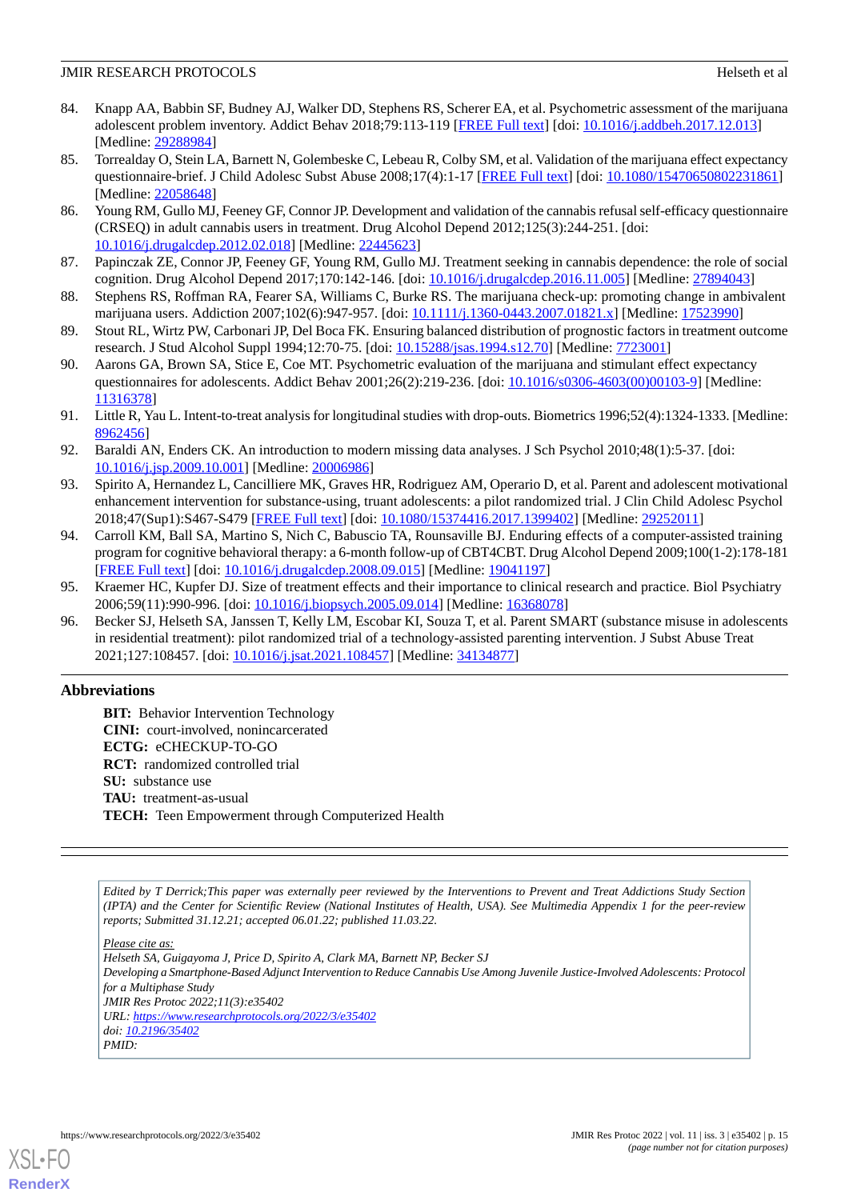84. Knapp AA, Babbin SF, Budney AJ, Walker DD, Stephens RS, Scherer EA, et al. Psychometric assessment of the marijuana adolescent problem inventory. Addict Behav 2018;79:113-119 [FREE Full text] [doi: 10.1016/j.addbeh.2017.12.013] [Medline: 29288984]
85. Torrealday O, Stein LA, Barnett N, Golembeske C, Lebeau R, Colby SM, et al. Validation of the marijuana effect expectancy questionnaire-brief. J Child Adolesc Subst Abuse 2008;17(4):1-17 [FREE Full text] [doi: 10.1080/15470650802231861] [Medline: 22058648]
86. Young RM, Gullo MJ, Feeney GF, Connor JP. Development and validation of the cannabis refusal self-efficacy questionnaire (CRSEQ) in adult cannabis users in treatment. Drug Alcohol Depend 2012;125(3):244-251. [doi: 10.1016/j.drugalcdep.2012.02.018] [Medline: 22445623]
87. Papinczak ZE, Connor JP, Feeney GF, Young RM, Gullo MJ. Treatment seeking in cannabis dependence: the role of social cognition. Drug Alcohol Depend 2017;170:142-146. [doi: 10.1016/j.drugalcdep.2016.11.005] [Medline: 27894043]
88. Stephens RS, Roffman RA, Fearer SA, Williams C, Burke RS. The marijuana check-up: promoting change in ambivalent marijuana users. Addiction 2007;102(6):947-957. [doi: 10.1111/j.1360-0443.2007.01821.x] [Medline: 17523990]
89. Stout RL, Wirtz PW, Carbonari JP, Del Boca FK. Ensuring balanced distribution of prognostic factors in treatment outcome research. J Stud Alcohol Suppl 1994;12:70-75. [doi: 10.15288/jsas.1994.s12.70] [Medline: 7723001]
90. Aarons GA, Brown SA, Stice E, Coe MT. Psychometric evaluation of the marijuana and stimulant effect expectancy questionnaires for adolescents. Addict Behav 2001;26(2):219-236. [doi: 10.1016/s0306-4603(00)00103-9] [Medline: 11316378]
91. Little R, Yau L. Intent-to-treat analysis for longitudinal studies with drop-outs. Biometrics 1996;52(4):1324-1333. [Medline: 8962456]
92. Baraldi AN, Enders CK. An introduction to modern missing data analyses. J Sch Psychol 2010;48(1):5-37. [doi: 10.1016/j.jsp.2009.10.001] [Medline: 20006986]
93. Spirito A, Hernandez L, Cancilliere MK, Graves HR, Rodriguez AM, Operario D, et al. Parent and adolescent motivational enhancement intervention for substance-using, truant adolescents: a pilot randomized trial. J Clin Child Adolesc Psychol 2018;47(Sup1):S467-S479 [FREE Full text] [doi: 10.1080/15374416.2017.1399402] [Medline: 29252011]
94. Carroll KM, Ball SA, Martino S, Nich C, Babuscio TA, Rounsaville BJ. Enduring effects of a computer-assisted training program for cognitive behavioral therapy: a 6-month follow-up of CBT4CBT. Drug Alcohol Depend 2009;100(1-2):178-181 [FREE Full text] [doi: 10.1016/j.drugalcdep.2008.09.015] [Medline: 19041197]
95. Kraemer HC, Kupfer DJ. Size of treatment effects and their importance to clinical research and practice. Biol Psychiatry 2006;59(11):990-996. [doi: 10.1016/j.biopsych.2005.09.014] [Medline: 16368078]
96. Becker SJ, Helseth SA, Janssen T, Kelly LM, Escobar KI, Souza T, et al. Parent SMART (substance misuse in adolescents in residential treatment): pilot randomized trial of a technology-assisted parenting intervention. J Subst Abuse Treat 2021;127:108457. [doi: 10.1016/j.jsat.2021.108457] [Medline: 34134877]

## Abbreviations

**BIT:** Behavior Intervention Technology
**CINI:** court-involved, nonincarcerated
**ECTG:** eCHECKUP-TO-GO
**RCT:** randomized controlled trial
**SU:** substance use
**TAU:** treatment-as-usual
**TECH:** Teen Empowerment through Computerized Health

*Edited by T Derrick;This paper was externally peer reviewed by the Interventions to Prevent and Treat Addictions Study Section (IPTA) and the Center for Scientific Review (National Institutes of Health, USA). See Multimedia Appendix 1 for the peer-review reports; Submitted 31.12.21; accepted 06.01.22; published 11.03.22.*

*Please cite as:*
*Helseth SA, Guigayoma J, Price D, Spirito A, Clark MA, Barnett NP, Becker SJ*
*Developing a Smartphone-Based Adjunct Intervention to Reduce Cannabis Use Among Juvenile Justice-Involved Adolescents: Protocol for a Multiphase Study*
*JMIR Res Protoc 2022;11(3):e35402*
*URL: https://www.researchprotocols.org/2022/3/e35402*
*doi: 10.2196/35402*
*PMID:*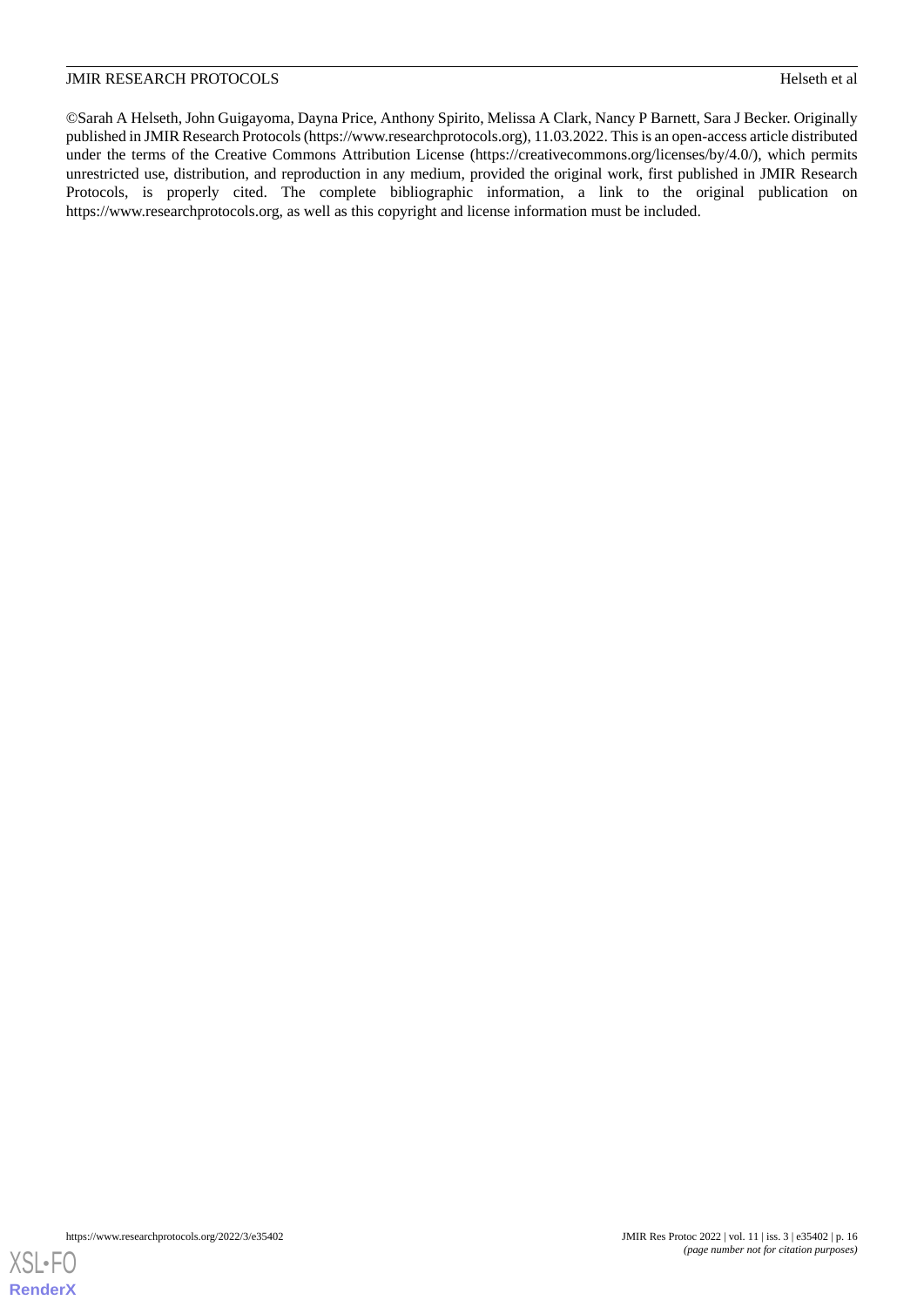©Sarah A Helseth, John Guigayoma, Dayna Price, Anthony Spirito, Melissa A Clark, Nancy P Barnett, Sara J Becker. Originally published in JMIR Research Protocols (https://www.researchprotocols.org), 11.03.2022. This is an open-access article distributed under the terms of the Creative Commons Attribution License (https://creativecommons.org/licenses/by/4.0/), which permits unrestricted use, distribution, and reproduction in any medium, provided the original work, first published in JMIR Research Protocols, is properly cited. The complete bibliographic information, a link to the original publication on https://www.researchprotocols.org, as well as this copyright and license information must be included.